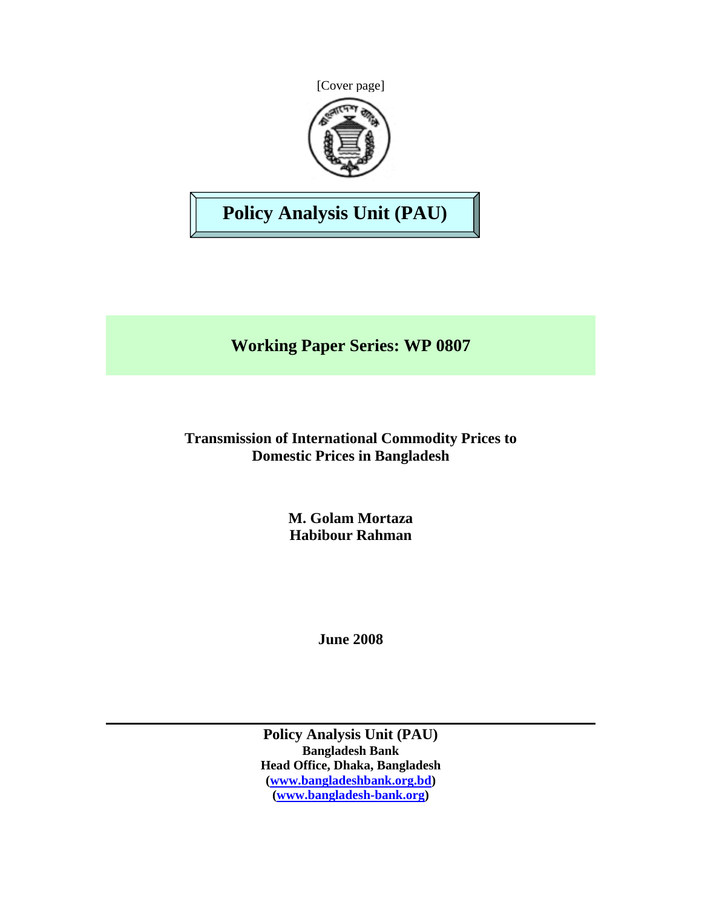[Cover page]

# Policy Analysis Unit (PAU)

## Working Paper Series: WP 0807

**Transmission of International Commodity Prices to Domestic Prices in Bangladesh**

**M. Golam Mortaza**
**Habibour Rahman**

**June 2008**

---

**Policy Analysis Unit (PAU)**
**Bangladesh Bank**
**Head Office, Dhaka, Bangladesh**
**([www.bangladeshbank.org.bd](http://www.bangladeshbank.org.bd))**
**([www.bangladesh-bank.org](http://www.bangladesh-bank.org))**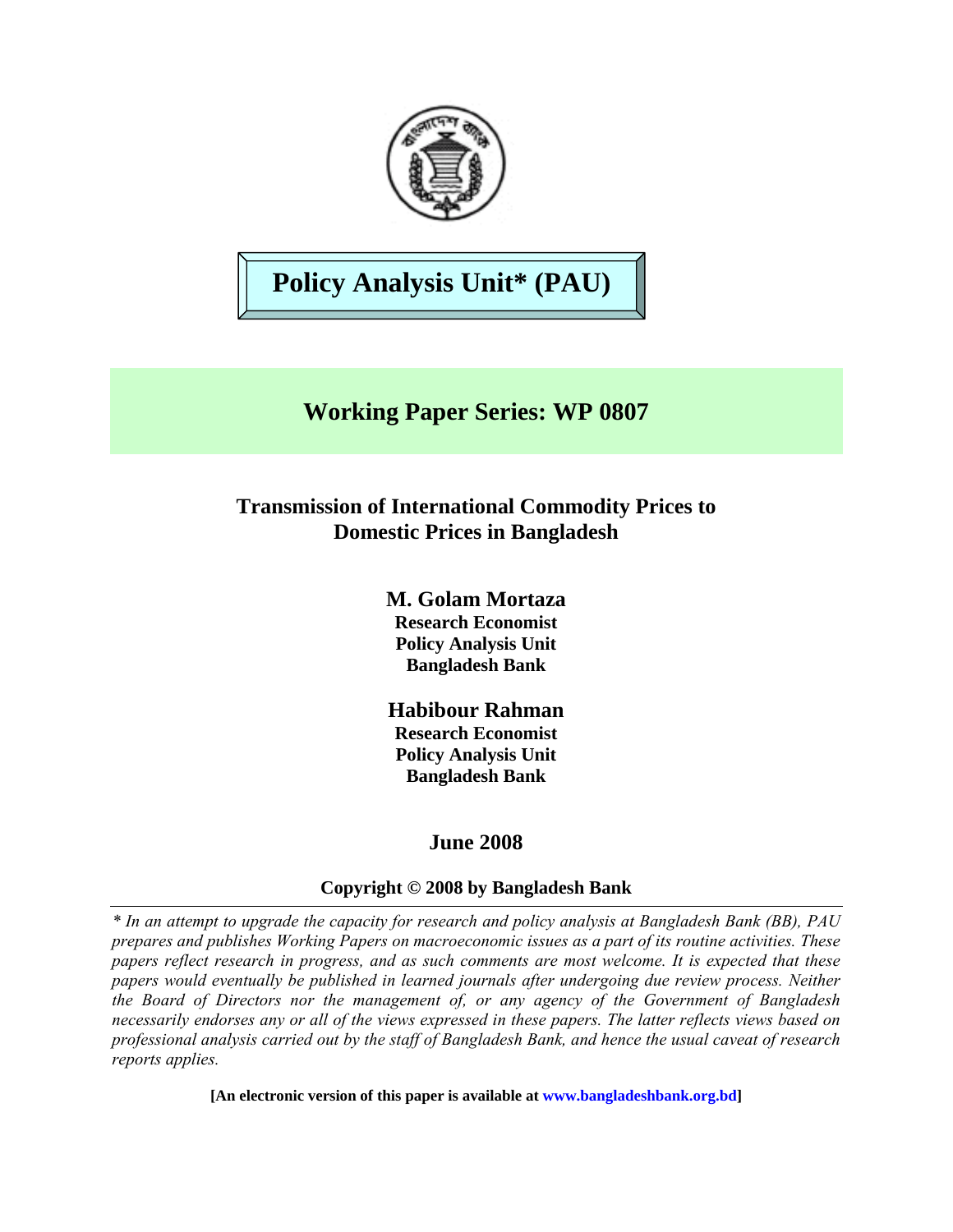# Policy Analysis Unit* (PAU)

## Working Paper Series: WP 0807

### Transmission of International Commodity Prices to Domestic Prices in Bangladesh

**M. Golam Mortaza**
**Research Economist**
**Policy Analysis Unit**
**Bangladesh Bank**

**Habibour Rahman**
**Research Economist**
**Policy Analysis Unit**
**Bangladesh Bank**

**June 2008**

**Copyright © 2008 by Bangladesh Bank**

---

*\* In an attempt to upgrade the capacity for research and policy analysis at Bangladesh Bank (BB), PAU prepares and publishes Working Papers on macroeconomic issues as a part of its routine activities. These papers reflect research in progress, and as such comments are most welcome. It is expected that these papers would eventually be published in learned journals after undergoing due review process. Neither the Board of Directors nor the management of, or any agency of the Government of Bangladesh necessarily endorses any or all of the views expressed in these papers. The latter reflects views based on professional analysis carried out by the staff of Bangladesh Bank, and hence the usual caveat of research reports applies.*

**[An electronic version of this paper is available at www.bangladeshbank.org.bd]**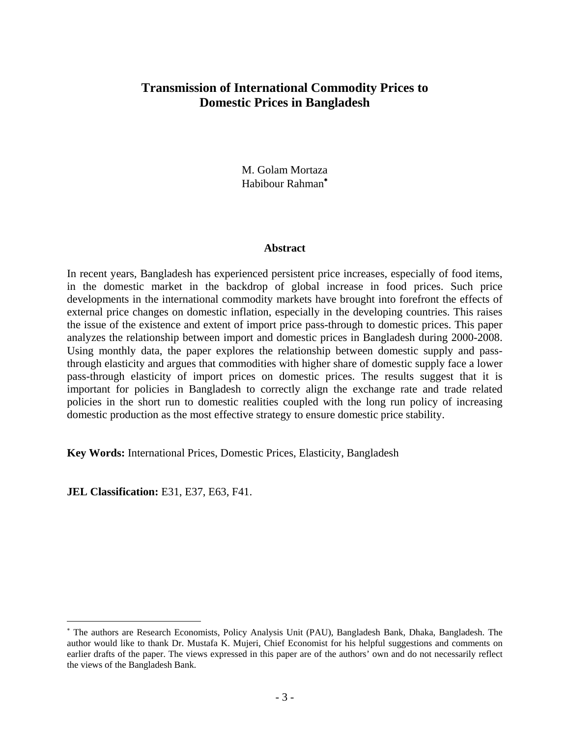# Transmission of International Commodity Prices to Domestic Prices in Bangladesh

M. Golam Mortaza
Habibour Rahman*

## Abstract

In recent years, Bangladesh has experienced persistent price increases, especially of food items, in the domestic market in the backdrop of global increase in food prices. Such price developments in the international commodity markets have brought into forefront the effects of external price changes on domestic inflation, especially in the developing countries. This raises the issue of the existence and extent of import price pass-through to domestic prices. This paper analyzes the relationship between import and domestic prices in Bangladesh during 2000-2008. Using monthly data, the paper explores the relationship between domestic supply and pass-through elasticity and argues that commodities with higher share of domestic supply face a lower pass-through elasticity of import prices on domestic prices. The results suggest that it is important for policies in Bangladesh to correctly align the exchange rate and trade related policies in the short run to domestic realities coupled with the long run policy of increasing domestic production as the most effective strategy to ensure domestic price stability.

**Key Words:** International Prices, Domestic Prices, Elasticity, Bangladesh

**JEL Classification:** E31, E37, E63, F41.

---

* The authors are Research Economists, Policy Analysis Unit (PAU), Bangladesh Bank, Dhaka, Bangladesh. The author would like to thank Dr. Mustafa K. Mujeri, Chief Economist for his helpful suggestions and comments on earlier drafts of the paper. The views expressed in this paper are of the authors' own and do not necessarily reflect the views of the Bangladesh Bank.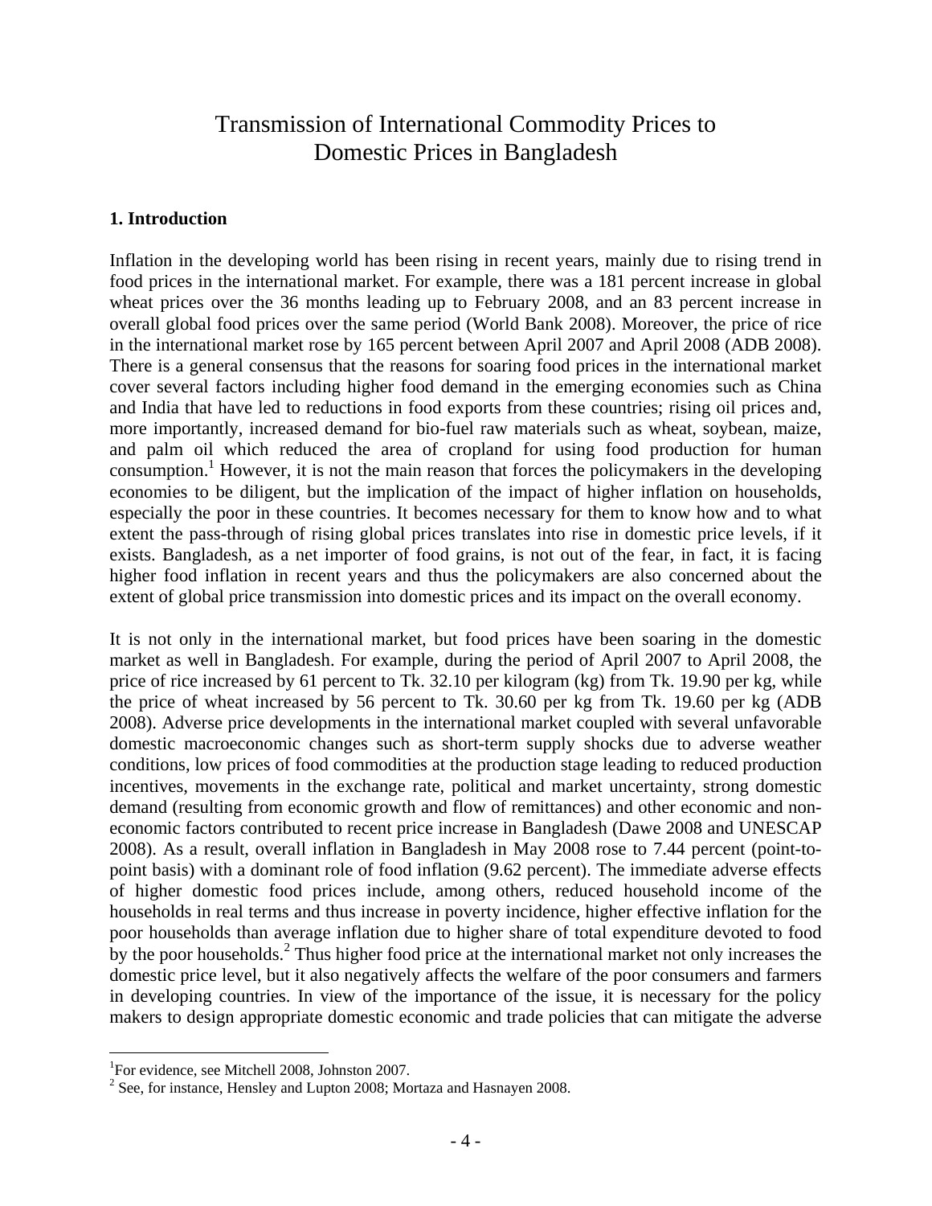# Transmission of International Commodity Prices to Domestic Prices in Bangladesh

## 1. Introduction

Inflation in the developing world has been rising in recent years, mainly due to rising trend in food prices in the international market. For example, there was a 181 percent increase in global wheat prices over the 36 months leading up to February 2008, and an 83 percent increase in overall global food prices over the same period (World Bank 2008). Moreover, the price of rice in the international market rose by 165 percent between April 2007 and April 2008 (ADB 2008). There is a general consensus that the reasons for soaring food prices in the international market cover several factors including higher food demand in the emerging economies such as China and India that have led to reductions in food exports from these countries; rising oil prices and, more importantly, increased demand for bio-fuel raw materials such as wheat, soybean, maize, and palm oil which reduced the area of cropland for using food production for human consumption.[1] However, it is not the main reason that forces the policymakers in the developing economies to be diligent, but the implication of the impact of higher inflation on households, especially the poor in these countries. It becomes necessary for them to know how and to what extent the pass-through of rising global prices translates into rise in domestic price levels, if it exists. Bangladesh, as a net importer of food grains, is not out of the fear, in fact, it is facing higher food inflation in recent years and thus the policymakers are also concerned about the extent of global price transmission into domestic prices and its impact on the overall economy.

It is not only in the international market, but food prices have been soaring in the domestic market as well in Bangladesh. For example, during the period of April 2007 to April 2008, the price of rice increased by 61 percent to Tk. 32.10 per kilogram (kg) from Tk. 19.90 per kg, while the price of wheat increased by 56 percent to Tk. 30.60 per kg from Tk. 19.60 per kg (ADB 2008). Adverse price developments in the international market coupled with several unfavorable domestic macroeconomic changes such as short-term supply shocks due to adverse weather conditions, low prices of food commodities at the production stage leading to reduced production incentives, movements in the exchange rate, political and market uncertainty, strong domestic demand (resulting from economic growth and flow of remittances) and other economic and non-economic factors contributed to recent price increase in Bangladesh (Dawe 2008 and UNESCAP 2008). As a result, overall inflation in Bangladesh in May 2008 rose to 7.44 percent (point-to-point basis) with a dominant role of food inflation (9.62 percent). The immediate adverse effects of higher domestic food prices include, among others, reduced household income of the households in real terms and thus increase in poverty incidence, higher effective inflation for the poor households than average inflation due to higher share of total expenditure devoted to food by the poor households.[2] Thus higher food price at the international market not only increases the domestic price level, but it also negatively affects the welfare of the poor consumers and farmers in developing countries. In view of the importance of the issue, it is necessary for the policy makers to design appropriate domestic economic and trade policies that can mitigate the adverse

[1] For evidence, see Mitchell 2008, Johnston 2007.

[2] See, for instance, Hensley and Lupton 2008; Mortaza and Hasnayen 2008.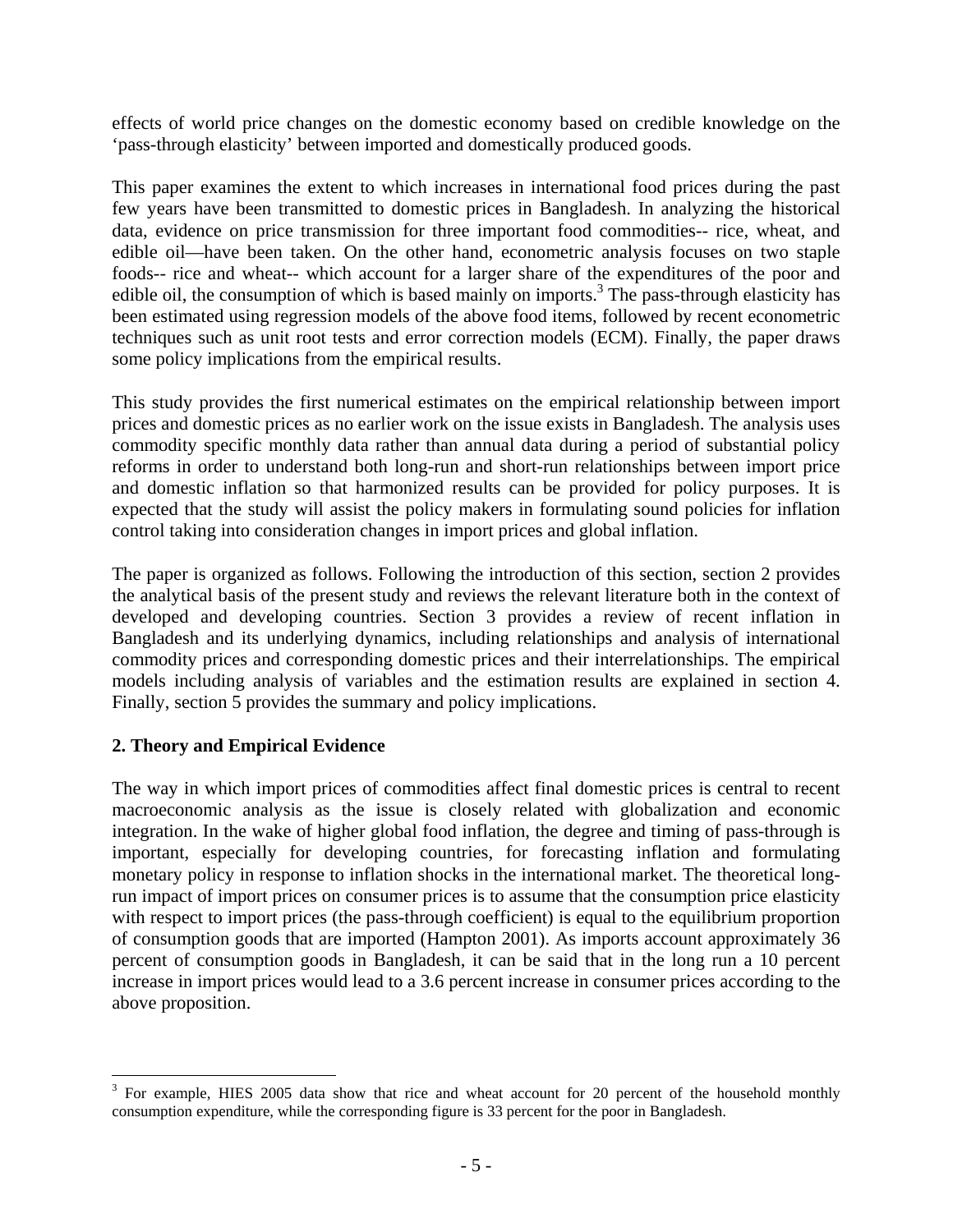effects of world price changes on the domestic economy based on credible knowledge on the 'pass-through elasticity' between imported and domestically produced goods.

This paper examines the extent to which increases in international food prices during the past few years have been transmitted to domestic prices in Bangladesh. In analyzing the historical data, evidence on price transmission for three important food commodities-- rice, wheat, and edible oil—have been taken. On the other hand, econometric analysis focuses on two staple foods-- rice and wheat-- which account for a larger share of the expenditures of the poor and edible oil, the consumption of which is based mainly on imports.[3] The pass-through elasticity has been estimated using regression models of the above food items, followed by recent econometric techniques such as unit root tests and error correction models (ECM). Finally, the paper draws some policy implications from the empirical results.

This study provides the first numerical estimates on the empirical relationship between import prices and domestic prices as no earlier work on the issue exists in Bangladesh. The analysis uses commodity specific monthly data rather than annual data during a period of substantial policy reforms in order to understand both long-run and short-run relationships between import price and domestic inflation so that harmonized results can be provided for policy purposes. It is expected that the study will assist the policy makers in formulating sound policies for inflation control taking into consideration changes in import prices and global inflation.

The paper is organized as follows. Following the introduction of this section, section 2 provides the analytical basis of the present study and reviews the relevant literature both in the context of developed and developing countries. Section 3 provides a review of recent inflation in Bangladesh and its underlying dynamics, including relationships and analysis of international commodity prices and corresponding domestic prices and their interrelationships. The empirical models including analysis of variables and the estimation results are explained in section 4. Finally, section 5 provides the summary and policy implications.

## 2. Theory and Empirical Evidence

The way in which import prices of commodities affect final domestic prices is central to recent macroeconomic analysis as the issue is closely related with globalization and economic integration. In the wake of higher global food inflation, the degree and timing of pass-through is important, especially for developing countries, for forecasting inflation and formulating monetary policy in response to inflation shocks in the international market. The theoretical long-run impact of import prices on consumer prices is to assume that the consumption price elasticity with respect to import prices (the pass-through coefficient) is equal to the equilibrium proportion of consumption goods that are imported (Hampton 2001). As imports account approximately 36 percent of consumption goods in Bangladesh, it can be said that in the long run a 10 percent increase in import prices would lead to a 3.6 percent increase in consumer prices according to the above proposition.

---

[3] For example, HIES 2005 data show that rice and wheat account for 20 percent of the household monthly consumption expenditure, while the corresponding figure is 33 percent for the poor in Bangladesh.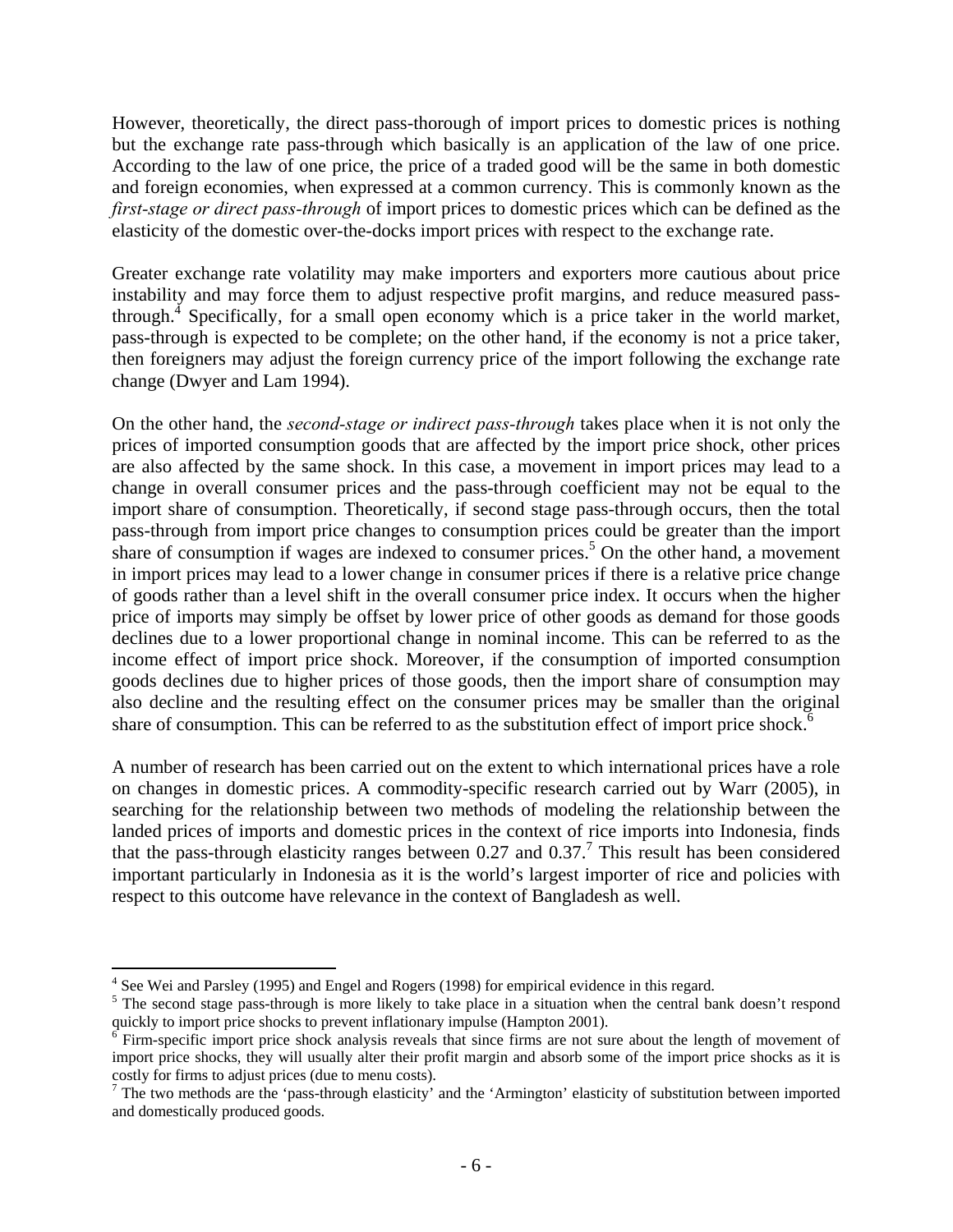However, theoretically, the direct pass-thorough of import prices to domestic prices is nothing but the exchange rate pass-through which basically is an application of the law of one price. According to the law of one price, the price of a traded good will be the same in both domestic and foreign economies, when expressed at a common currency. This is commonly known as the *first-stage or direct pass-through* of import prices to domestic prices which can be defined as the elasticity of the domestic over-the-docks import prices with respect to the exchange rate.

Greater exchange rate volatility may make importers and exporters more cautious about price instability and may force them to adjust respective profit margins, and reduce measured pass-through.[4] Specifically, for a small open economy which is a price taker in the world market, pass-through is expected to be complete; on the other hand, if the economy is not a price taker, then foreigners may adjust the foreign currency price of the import following the exchange rate change (Dwyer and Lam 1994).

On the other hand, the *second-stage or indirect pass-through* takes place when it is not only the prices of imported consumption goods that are affected by the import price shock, other prices are also affected by the same shock. In this case, a movement in import prices may lead to a change in overall consumer prices and the pass-through coefficient may not be equal to the import share of consumption. Theoretically, if second stage pass-through occurs, then the total pass-through from import price changes to consumption prices could be greater than the import share of consumption if wages are indexed to consumer prices.[5] On the other hand, a movement in import prices may lead to a lower change in consumer prices if there is a relative price change of goods rather than a level shift in the overall consumer price index. It occurs when the higher price of imports may simply be offset by lower price of other goods as demand for those goods declines due to a lower proportional change in nominal income. This can be referred to as the income effect of import price shock. Moreover, if the consumption of imported consumption goods declines due to higher prices of those goods, then the import share of consumption may also decline and the resulting effect on the consumer prices may be smaller than the original share of consumption. This can be referred to as the substitution effect of import price shock.[6]

A number of research has been carried out on the extent to which international prices have a role on changes in domestic prices. A commodity-specific research carried out by Warr (2005), in searching for the relationship between two methods of modeling the relationship between the landed prices of imports and domestic prices in the context of rice imports into Indonesia, finds that the pass-through elasticity ranges between 0.27 and 0.37.[7] This result has been considered important particularly in Indonesia as it is the world's largest importer of rice and policies with respect to this outcome have relevance in the context of Bangladesh as well.

---

[4] See Wei and Parsley (1995) and Engel and Rogers (1998) for empirical evidence in this regard.

[5] The second stage pass-through is more likely to take place in a situation when the central bank doesn't respond quickly to import price shocks to prevent inflationary impulse (Hampton 2001).

[6] Firm-specific import price shock analysis reveals that since firms are not sure about the length of movement of import price shocks, they will usually alter their profit margin and absorb some of the import price shocks as it is costly for firms to adjust prices (due to menu costs).

[7] The two methods are the 'pass-through elasticity' and the 'Armington' elasticity of substitution between imported and domestically produced goods.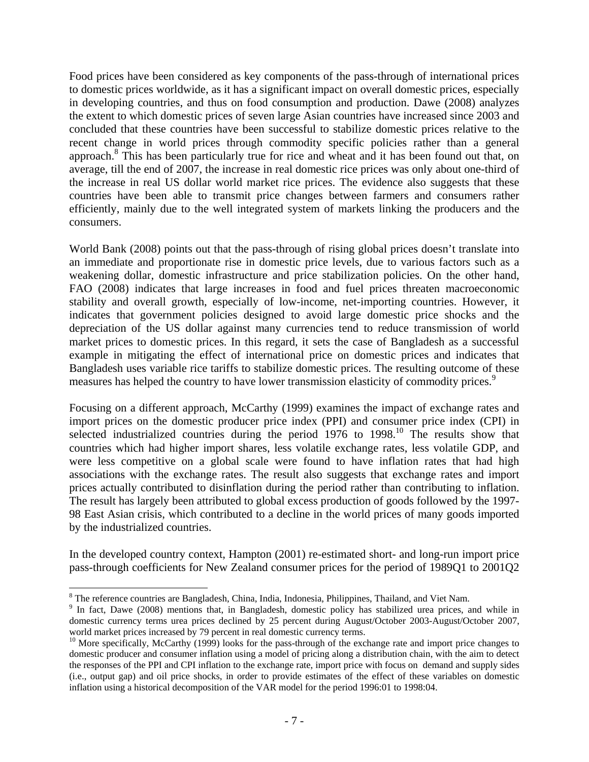Food prices have been considered as key components of the pass-through of international prices to domestic prices worldwide, as it has a significant impact on overall domestic prices, especially in developing countries, and thus on food consumption and production. Dawe (2008) analyzes the extent to which domestic prices of seven large Asian countries have increased since 2003 and concluded that these countries have been successful to stabilize domestic prices relative to the recent change in world prices through commodity specific policies rather than a general approach.[8] This has been particularly true for rice and wheat and it has been found out that, on average, till the end of 2007, the increase in real domestic rice prices was only about one-third of the increase in real US dollar world market rice prices. The evidence also suggests that these countries have been able to transmit price changes between farmers and consumers rather efficiently, mainly due to the well integrated system of markets linking the producers and the consumers.

World Bank (2008) points out that the pass-through of rising global prices doesn't translate into an immediate and proportionate rise in domestic price levels, due to various factors such as a weakening dollar, domestic infrastructure and price stabilization policies. On the other hand, FAO (2008) indicates that large increases in food and fuel prices threaten macroeconomic stability and overall growth, especially of low-income, net-importing countries. However, it indicates that government policies designed to avoid large domestic price shocks and the depreciation of the US dollar against many currencies tend to reduce transmission of world market prices to domestic prices. In this regard, it sets the case of Bangladesh as a successful example in mitigating the effect of international price on domestic prices and indicates that Bangladesh uses variable rice tariffs to stabilize domestic prices. The resulting outcome of these measures has helped the country to have lower transmission elasticity of commodity prices.[9]

Focusing on a different approach, McCarthy (1999) examines the impact of exchange rates and import prices on the domestic producer price index (PPI) and consumer price index (CPI) in selected industrialized countries during the period 1976 to 1998.[10] The results show that countries which had higher import shares, less volatile exchange rates, less volatile GDP, and were less competitive on a global scale were found to have inflation rates that had high associations with the exchange rates. The result also suggests that exchange rates and import prices actually contributed to disinflation during the period rather than contributing to inflation. The result has largely been attributed to global excess production of goods followed by the 1997-98 East Asian crisis, which contributed to a decline in the world prices of many goods imported by the industrialized countries.

In the developed country context, Hampton (2001) re-estimated short- and long-run import price pass-through coefficients for New Zealand consumer prices for the period of 1989Q1 to 2001Q2

---

[8] The reference countries are Bangladesh, China, India, Indonesia, Philippines, Thailand, and Viet Nam.

[9] In fact, Dawe (2008) mentions that, in Bangladesh, domestic policy has stabilized urea prices, and while in domestic currency terms urea prices declined by 25 percent during August/October 2003-August/October 2007, world market prices increased by 79 percent in real domestic currency terms.

[10] More specifically, McCarthy (1999) looks for the pass-through of the exchange rate and import price changes to domestic producer and consumer inflation using a model of pricing along a distribution chain, with the aim to detect the responses of the PPI and CPI inflation to the exchange rate, import price with focus on demand and supply sides (i.e., output gap) and oil price shocks, in order to provide estimates of the effect of these variables on domestic inflation using a historical decomposition of the VAR model for the period 1996:01 to 1998:04.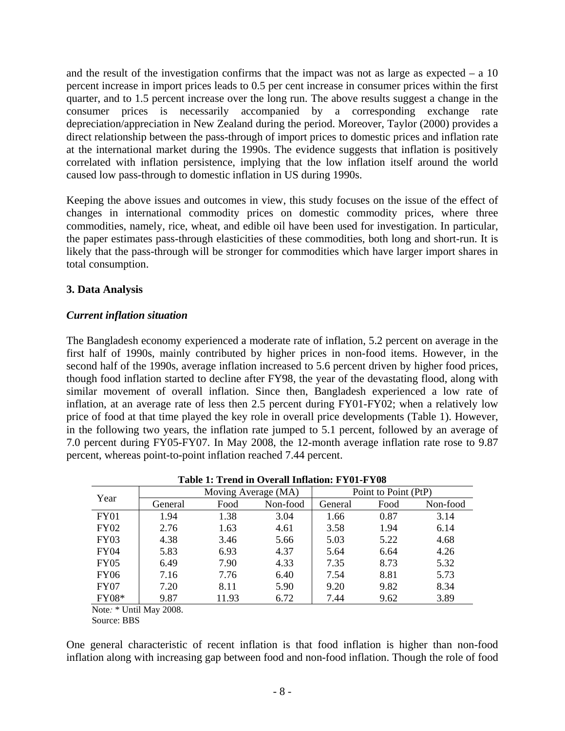and the result of the investigation confirms that the impact was not as large as expected – a 10 percent increase in import prices leads to 0.5 per cent increase in consumer prices within the first quarter, and to 1.5 percent increase over the long run. The above results suggest a change in the consumer prices is necessarily accompanied by a corresponding exchange rate depreciation/appreciation in New Zealand during the period. Moreover, Taylor (2000) provides a direct relationship between the pass-through of import prices to domestic prices and inflation rate at the international market during the 1990s. The evidence suggests that inflation is positively correlated with inflation persistence, implying that the low inflation itself around the world caused low pass-through to domestic inflation in US during 1990s.

Keeping the above issues and outcomes in view, this study focuses on the issue of the effect of changes in international commodity prices on domestic commodity prices, where three commodities, namely, rice, wheat, and edible oil have been used for investigation. In particular, the paper estimates pass-through elasticities of these commodities, both long and short-run. It is likely that the pass-through will be stronger for commodities which have larger import shares in total consumption.

## 3. Data Analysis

### *Current inflation situation*

The Bangladesh economy experienced a moderate rate of inflation, 5.2 percent on average in the first half of 1990s, mainly contributed by higher prices in non-food items. However, in the second half of the 1990s, average inflation increased to 5.6 percent driven by higher food prices, though food inflation started to decline after FY98, the year of the devastating flood, along with similar movement of overall inflation. Since then, Bangladesh experienced a low rate of inflation, at an average rate of less then 2.5 percent during FY01-FY02; when a relatively low price of food at that time played the key role in overall price developments (Table 1). However, in the following two years, the inflation rate jumped to 5.1 percent, followed by an average of 7.0 percent during FY05-FY07. In May 2008, the 12-month average inflation rate rose to 9.87 percent, whereas point-to-point inflation reached 7.44 percent.

**Table 1: Trend in Overall Inflation: FY01-FY08**

| Year | Moving Average (MA) | | | Point to Point (PtP) | | |
|---|---|---|---|---|---|---|
| | General | Food | Non-food | General | Food | Non-food |
| FY01 | 1.94 | 1.38 | 3.04 | 1.66 | 0.87 | 3.14 |
| FY02 | 2.76 | 1.63 | 4.61 | 3.58 | 1.94 | 6.14 |
| FY03 | 4.38 | 3.46 | 5.66 | 5.03 | 5.22 | 4.68 |
| FY04 | 5.83 | 6.93 | 4.37 | 5.64 | 6.64 | 4.26 |
| FY05 | 6.49 | 7.90 | 4.33 | 7.35 | 8.73 | 5.32 |
| FY06 | 7.16 | 7.76 | 6.40 | 7.54 | 8.81 | 5.73 |
| FY07 | 7.20 | 8.11 | 5.90 | 9.20 | 9.82 | 8.34 |
| FY08* | 9.87 | 11.93 | 6.72 | 7.44 | 9.62 | 3.89 |

Note: * Until May 2008.
Source: BBS

One general characteristic of recent inflation is that food inflation is higher than non-food inflation along with increasing gap between food and non-food inflation. Though the role of food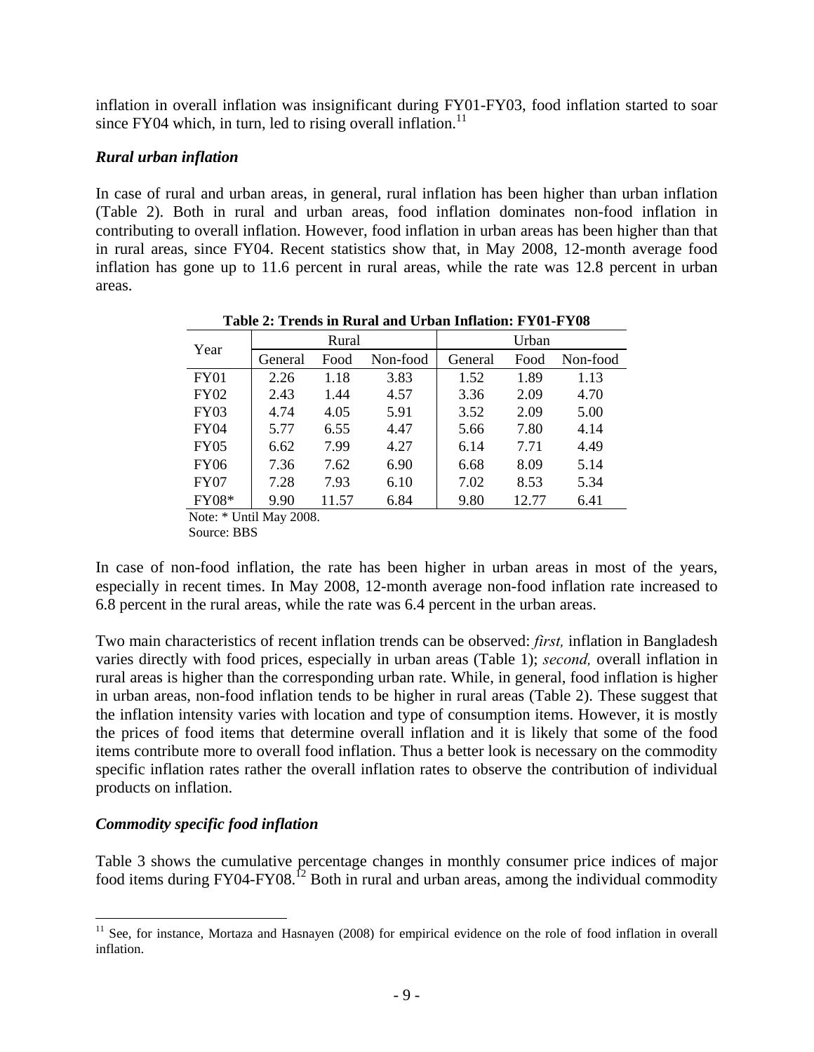inflation in overall inflation was insignificant during FY01-FY03, food inflation started to soar since FY04 which, in turn, led to rising overall inflation.[11]

### *Rural urban inflation*

In case of rural and urban areas, in general, rural inflation has been higher than urban inflation (Table 2). Both in rural and urban areas, food inflation dominates non-food inflation in contributing to overall inflation. However, food inflation in urban areas has been higher than that in rural areas, since FY04. Recent statistics show that, in May 2008, 12-month average food inflation has gone up to 11.6 percent in rural areas, while the rate was 12.8 percent in urban areas.

**Table 2: Trends in Rural and Urban Inflation: FY01-FY08**

| Year | Rural | | | Urban | | |
|---|---|---|---|---|---|---|
| | General | Food | Non-food | General | Food | Non-food |
| FY01 | 2.26 | 1.18 | 3.83 | 1.52 | 1.89 | 1.13 |
| FY02 | 2.43 | 1.44 | 4.57 | 3.36 | 2.09 | 4.70 |
| FY03 | 4.74 | 4.05 | 5.91 | 3.52 | 2.09 | 5.00 |
| FY04 | 5.77 | 6.55 | 4.47 | 5.66 | 7.80 | 4.14 |
| FY05 | 6.62 | 7.99 | 4.27 | 6.14 | 7.71 | 4.49 |
| FY06 | 7.36 | 7.62 | 6.90 | 6.68 | 8.09 | 5.14 |
| FY07 | 7.28 | 7.93 | 6.10 | 7.02 | 8.53 | 5.34 |
| FY08* | 9.90 | 11.57 | 6.84 | 9.80 | 12.77 | 6.41 |

Note: * Until May 2008.
Source: BBS

In case of non-food inflation, the rate has been higher in urban areas in most of the years, especially in recent times. In May 2008, 12-month average non-food inflation rate increased to 6.8 percent in the rural areas, while the rate was 6.4 percent in the urban areas.

Two main characteristics of recent inflation trends can be observed: *first,* inflation in Bangladesh varies directly with food prices, especially in urban areas (Table 1); *second,* overall inflation in rural areas is higher than the corresponding urban rate. While, in general, food inflation is higher in urban areas, non-food inflation tends to be higher in rural areas (Table 2). These suggest that the inflation intensity varies with location and type of consumption items. However, it is mostly the prices of food items that determine overall inflation and it is likely that some of the food items contribute more to overall food inflation. Thus a better look is necessary on the commodity specific inflation rates rather the overall inflation rates to observe the contribution of individual products on inflation.

### *Commodity specific food inflation*

Table 3 shows the cumulative percentage changes in monthly consumer price indices of major food items during FY04-FY08.[12] Both in rural and urban areas, among the individual commodity

[11] See, for instance, Mortaza and Hasnayen (2008) for empirical evidence on the role of food inflation in overall inflation.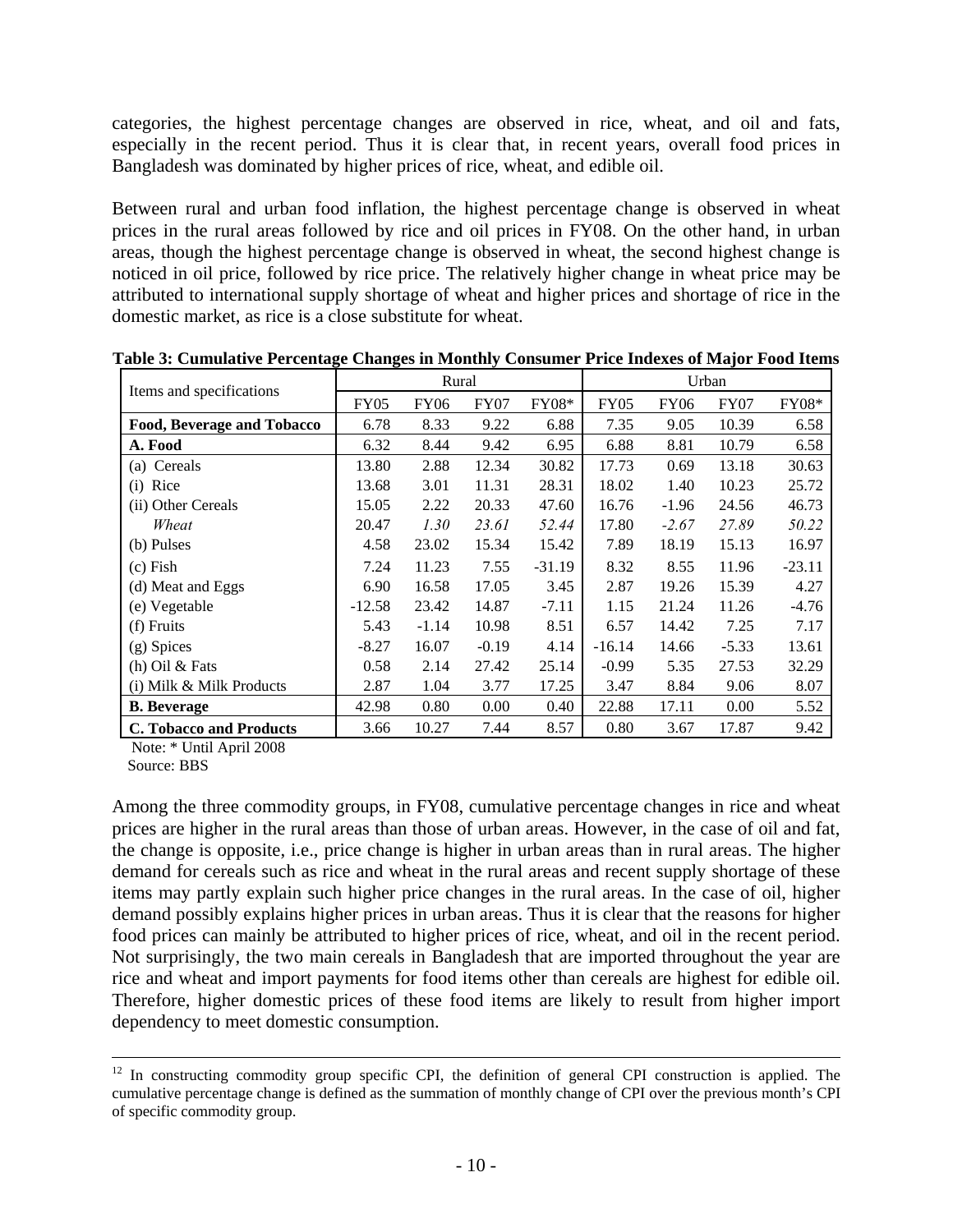categories, the highest percentage changes are observed in rice, wheat, and oil and fats, especially in the recent period. Thus it is clear that, in recent years, overall food prices in Bangladesh was dominated by higher prices of rice, wheat, and edible oil.

Between rural and urban food inflation, the highest percentage change is observed in wheat prices in the rural areas followed by rice and oil prices in FY08. On the other hand, in urban areas, though the highest percentage change is observed in wheat, the second highest change is noticed in oil price, followed by rice price. The relatively higher change in wheat price may be attributed to international supply shortage of wheat and higher prices and shortage of rice in the domestic market, as rice is a close substitute for wheat.

**Table 3: Cumulative Percentage Changes in Monthly Consumer Price Indexes of Major Food Items**

| Items and specifications | Rural | | | | Urban | | | |
|---|---|---|---|---|---|---|---|---|
| | FY05 | FY06 | FY07 | FY08* | FY05 | FY06 | FY07 | FY08* |
| **Food, Beverage and Tobacco** | 6.78 | 8.33 | 9.22 | 6.88 | 7.35 | 9.05 | 10.39 | 6.58 |
| **A. Food** | 6.32 | 8.44 | 9.42 | 6.95 | 6.88 | 8.81 | 10.79 | 6.58 |
| (a) Cereals | 13.80 | 2.88 | 12.34 | 30.82 | 17.73 | 0.69 | 13.18 | 30.63 |
| (i) Rice | 13.68 | 3.01 | 11.31 | 28.31 | 18.02 | 1.40 | 10.23 | 25.72 |
| (ii) Other Cereals | 15.05 | 2.22 | 20.33 | 47.60 | 16.76 | -1.96 | 24.56 | 46.73 |
| *Wheat* | 20.47 | *1.30* | *23.61* | *52.44* | 17.80 | *-2.67* | *27.89* | *50.22* |
| (b) Pulses | 4.58 | 23.02 | 15.34 | 15.42 | 7.89 | 18.19 | 15.13 | 16.97 |
| (c) Fish | 7.24 | 11.23 | 7.55 | -31.19 | 8.32 | 8.55 | 11.96 | -23.11 |
| (d) Meat and Eggs | 6.90 | 16.58 | 17.05 | 3.45 | 2.87 | 19.26 | 15.39 | 4.27 |
| (e) Vegetable | -12.58 | 23.42 | 14.87 | -7.11 | 1.15 | 21.24 | 11.26 | -4.76 |
| (f) Fruits | 5.43 | -1.14 | 10.98 | 8.51 | 6.57 | 14.42 | 7.25 | 7.17 |
| (g) Spices | -8.27 | 16.07 | -0.19 | 4.14 | -16.14 | 14.66 | -5.33 | 13.61 |
| (h) Oil & Fats | 0.58 | 2.14 | 27.42 | 25.14 | -0.99 | 5.35 | 27.53 | 32.29 |
| (i) Milk & Milk Products | 2.87 | 1.04 | 3.77 | 17.25 | 3.47 | 8.84 | 9.06 | 8.07 |
| **B. Beverage** | 42.98 | 0.80 | 0.00 | 0.40 | 22.88 | 17.11 | 0.00 | 5.52 |
| **C. Tobacco and Products** | 3.66 | 10.27 | 7.44 | 8.57 | 0.80 | 3.67 | 17.87 | 9.42 |

Note: * Until April 2008
Source: BBS

Among the three commodity groups, in FY08, cumulative percentage changes in rice and wheat prices are higher in the rural areas than those of urban areas. However, in the case of oil and fat, the change is opposite, i.e., price change is higher in urban areas than in rural areas. The higher demand for cereals such as rice and wheat in the rural areas and recent supply shortage of these items may partly explain such higher price changes in the rural areas. In the case of oil, higher demand possibly explains higher prices in urban areas. Thus it is clear that the reasons for higher food prices can mainly be attributed to higher prices of rice, wheat, and oil in the recent period. Not surprisingly, the two main cereals in Bangladesh that are imported throughout the year are rice and wheat and import payments for food items other than cereals are highest for edible oil. Therefore, higher domestic prices of these food items are likely to result from higher import dependency to meet domestic consumption.

[12] In constructing commodity group specific CPI, the definition of general CPI construction is applied. The cumulative percentage change is defined as the summation of monthly change of CPI over the previous month's CPI of specific commodity group.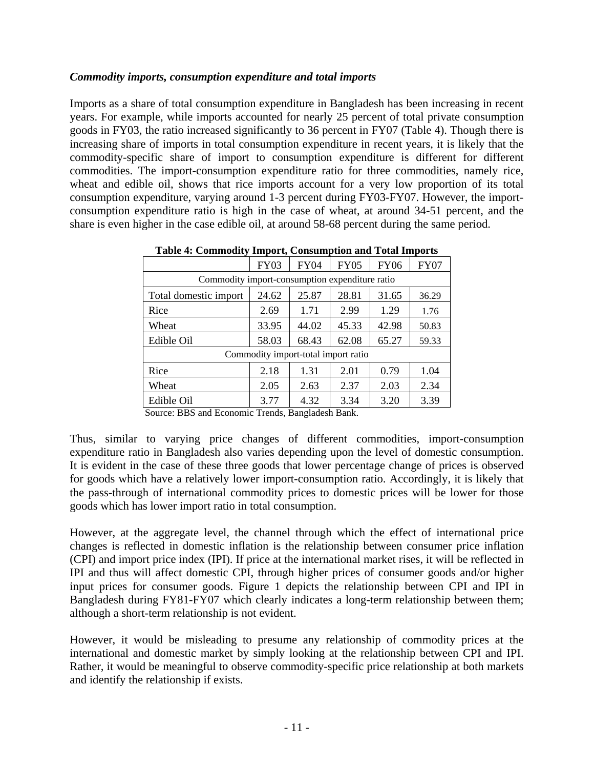*Commodity imports, consumption expenditure and total imports*

Imports as a share of total consumption expenditure in Bangladesh has been increasing in recent years. For example, while imports accounted for nearly 25 percent of total private consumption goods in FY03, the ratio increased significantly to 36 percent in FY07 (Table 4). Though there is increasing share of imports in total consumption expenditure in recent years, it is likely that the commodity-specific share of import to consumption expenditure is different for different commodities. The import-consumption expenditure ratio for three commodities, namely rice, wheat and edible oil, shows that rice imports account for a very low proportion of its total consumption expenditure, varying around 1-3 percent during FY03-FY07. However, the import-consumption expenditure ratio is high in the case of wheat, at around 34-51 percent, and the share is even higher in the case edible oil, at around 58-68 percent during the same period.

**Table 4: Commodity Import, Consumption and Total Imports**

| | FY03 | FY04 | FY05 | FY06 | FY07 |
|---|---|---|---|---|---|
| Commodity import-consumption expenditure ratio | | | | | |
| Total domestic import | 24.62 | 25.87 | 28.81 | 31.65 | 36.29 |
| Rice | 2.69 | 1.71 | 2.99 | 1.29 | 1.76 |
| Wheat | 33.95 | 44.02 | 45.33 | 42.98 | 50.83 |
| Edible Oil | 58.03 | 68.43 | 62.08 | 65.27 | 59.33 |
| Commodity import-total import ratio | | | | | |
| Rice | 2.18 | 1.31 | 2.01 | 0.79 | 1.04 |
| Wheat | 2.05 | 2.63 | 2.37 | 2.03 | 2.34 |
| Edible Oil | 3.77 | 4.32 | 3.34 | 3.20 | 3.39 |

Source: BBS and Economic Trends, Bangladesh Bank.

Thus, similar to varying price changes of different commodities, import-consumption expenditure ratio in Bangladesh also varies depending upon the level of domestic consumption. It is evident in the case of these three goods that lower percentage change of prices is observed for goods which have a relatively lower import-consumption ratio. Accordingly, it is likely that the pass-through of international commodity prices to domestic prices will be lower for those goods which has lower import ratio in total consumption.

However, at the aggregate level, the channel through which the effect of international price changes is reflected in domestic inflation is the relationship between consumer price inflation (CPI) and import price index (IPI). If price at the international market rises, it will be reflected in IPI and thus will affect domestic CPI, through higher prices of consumer goods and/or higher input prices for consumer goods. Figure 1 depicts the relationship between CPI and IPI in Bangladesh during FY81-FY07 which clearly indicates a long-term relationship between them; although a short-term relationship is not evident.

However, it would be misleading to presume any relationship of commodity prices at the international and domestic market by simply looking at the relationship between CPI and IPI. Rather, it would be meaningful to observe commodity-specific price relationship at both markets and identify the relationship if exists.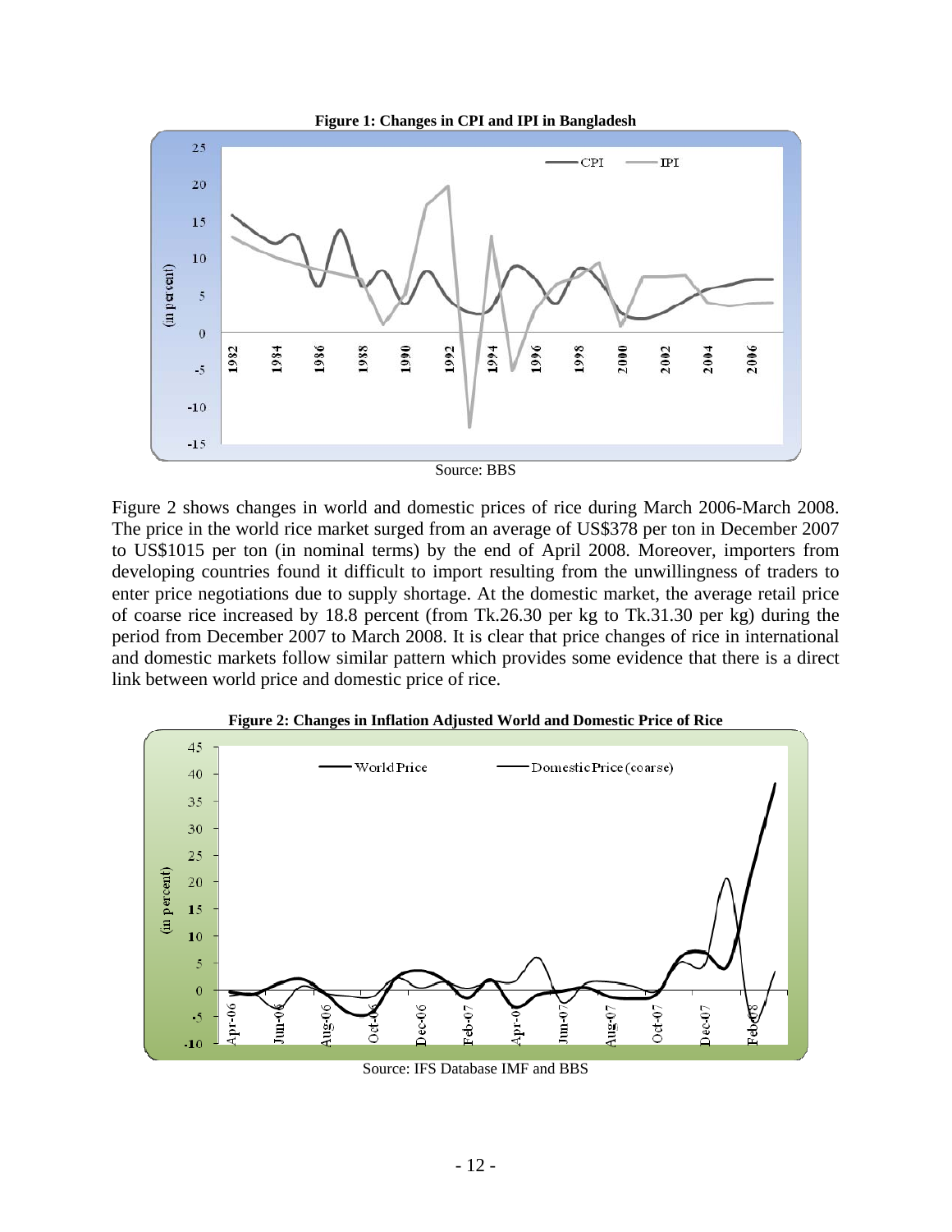**Figure 1: Changes in CPI and IPI in Bangladesh**

CPI
IPI

(in percent)

25
20
15
10
5
0
-5
-10
-15

1982
1984
1986
1988
1990
1992
1994
1996
1998
2000
2002
2004
2006

Source: BBS

Figure 2 shows changes in world and domestic prices of rice during March 2006-March 2008. The price in the world rice market surged from an average of US$378 per ton in December 2007 to US$1015 per ton (in nominal terms) by the end of April 2008. Moreover, importers from developing countries found it difficult to import resulting from the unwillingness of traders to enter price negotiations due to supply shortage. At the domestic market, the average retail price of coarse rice increased by 18.8 percent (from Tk.26.30 per kg to Tk.31.30 per kg) during the period from December 2007 to March 2008. It is clear that price changes of rice in international and domestic markets follow similar pattern which provides some evidence that there is a direct link between world price and domestic price of rice.

**Figure 2: Changes in Inflation Adjusted World and Domestic Price of Rice**

World Price
Domestic Price (coarse)

(in percent)

45
40
35
30
25
20
15
10
5
0
-5
-10

Apr-06
Jun-06
Aug-06
Oct-06
Dec-06
Feb-07
Apr-07
Jun-07
Aug-07
Oct-07
Dec-07
Feb-08

Source: IFS Database IMF and BBS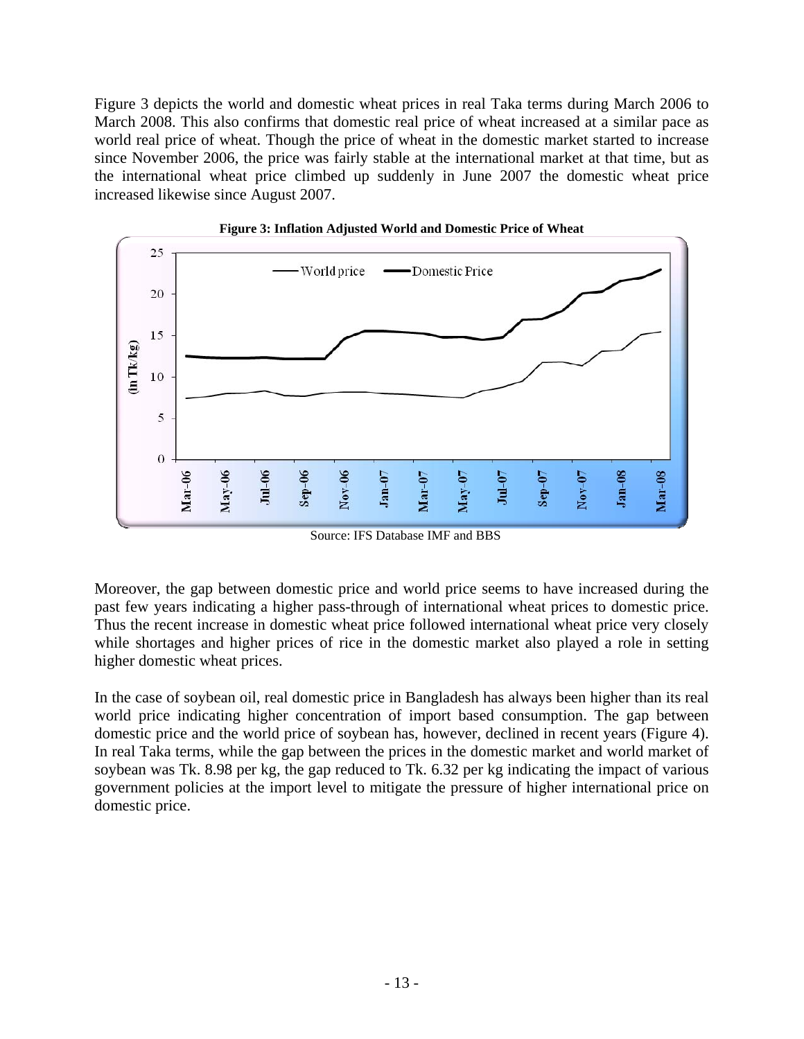Figure 3 depicts the world and domestic wheat prices in real Taka terms during March 2006 to March 2008. This also confirms that domestic real price of wheat increased at a similar pace as world real price of wheat. Though the price of wheat in the domestic market started to increase since November 2006, the price was fairly stable at the international market at that time, but as the international wheat price climbed up suddenly in June 2007 the domestic wheat price increased likewise since August 2007.

**Figure 3: Inflation Adjusted World and Domestic Price of Wheat**

Source: IFS Database IMF and BBS

Moreover, the gap between domestic price and world price seems to have increased during the past few years indicating a higher pass-through of international wheat prices to domestic price. Thus the recent increase in domestic wheat price followed international wheat price very closely while shortages and higher prices of rice in the domestic market also played a role in setting higher domestic wheat prices.

In the case of soybean oil, real domestic price in Bangladesh has always been higher than its real world price indicating higher concentration of import based consumption. The gap between domestic price and the world price of soybean has, however, declined in recent years (Figure 4). In real Taka terms, while the gap between the prices in the domestic market and world market of soybean was Tk. 8.98 per kg, the gap reduced to Tk. 6.32 per kg indicating the impact of various government policies at the import level to mitigate the pressure of higher international price on domestic price.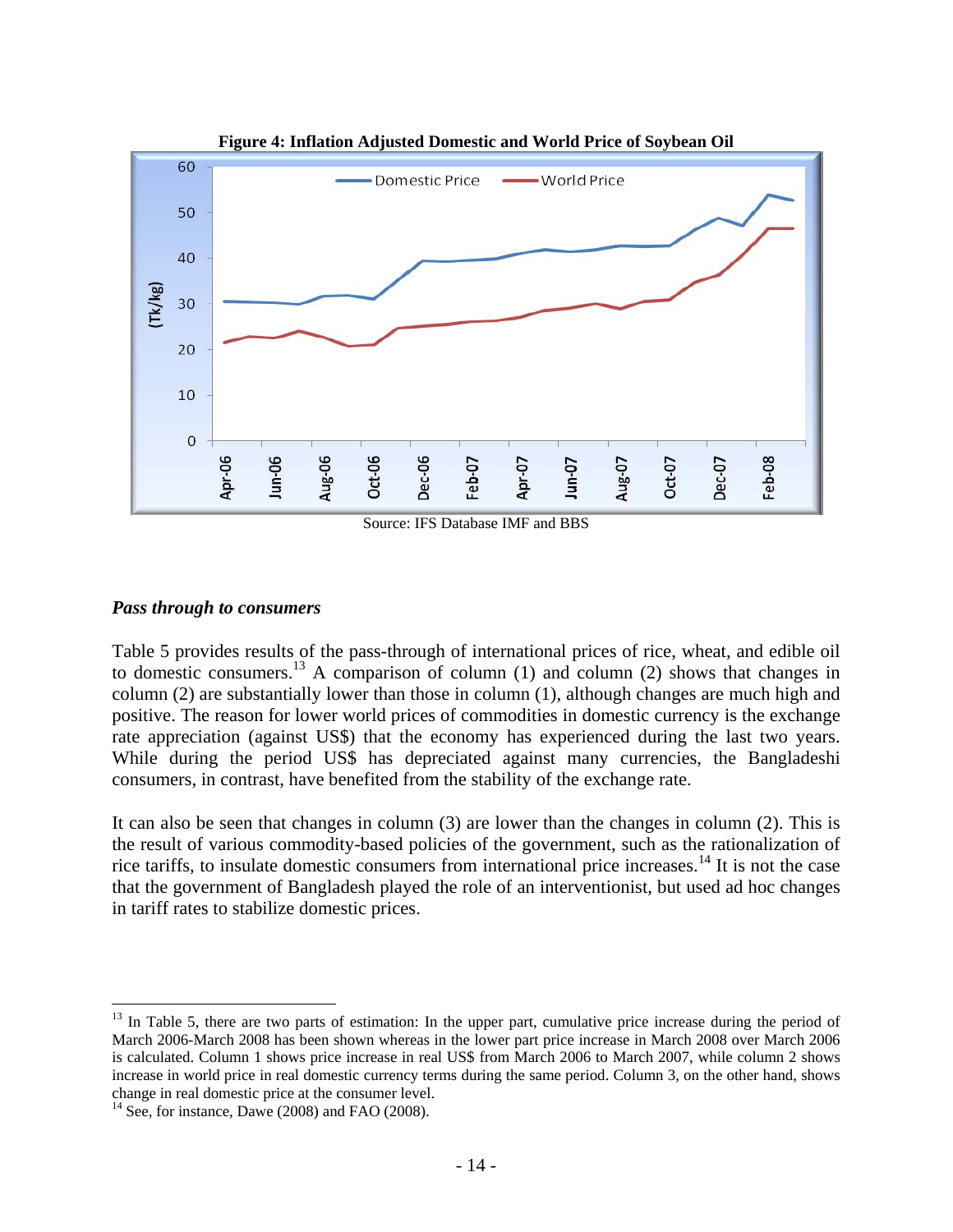**Figure 4: Inflation Adjusted Domestic and World Price of Soybean Oil**

60
50
40
30
20
10
0

(Tk/kg)

Domestic Price
World Price

Apr-06
Jun-06
Aug-06
Oct-06
Dec-06
Feb-07
Apr-07
Jun-07
Aug-07
Oct-07
Dec-07
Feb-08

Source: IFS Database IMF and BBS

***Pass through to consumers***

Table 5 provides results of the pass-through of international prices of rice, wheat, and edible oil to domestic consumers.[13] A comparison of column (1) and column (2) shows that changes in column (2) are substantially lower than those in column (1), although changes are much high and positive. The reason for lower world prices of commodities in domestic currency is the exchange rate appreciation (against US$) that the economy has experienced during the last two years. While during the period US$ has depreciated against many currencies, the Bangladeshi consumers, in contrast, have benefited from the stability of the exchange rate.

It can also be seen that changes in column (3) are lower than the changes in column (2). This is the result of various commodity-based policies of the government, such as the rationalization of rice tariffs, to insulate domestic consumers from international price increases.[14] It is not the case that the government of Bangladesh played the role of an interventionist, but used ad hoc changes in tariff rates to stabilize domestic prices.

---

[13] In Table 5, there are two parts of estimation: In the upper part, cumulative price increase during the period of March 2006-March 2008 has been shown whereas in the lower part price increase in March 2008 over March 2006 is calculated. Column 1 shows price increase in real US$ from March 2006 to March 2007, while column 2 shows increase in world price in real domestic currency terms during the same period. Column 3, on the other hand, shows change in real domestic price at the consumer level.

[14] See, for instance, Dawe (2008) and FAO (2008).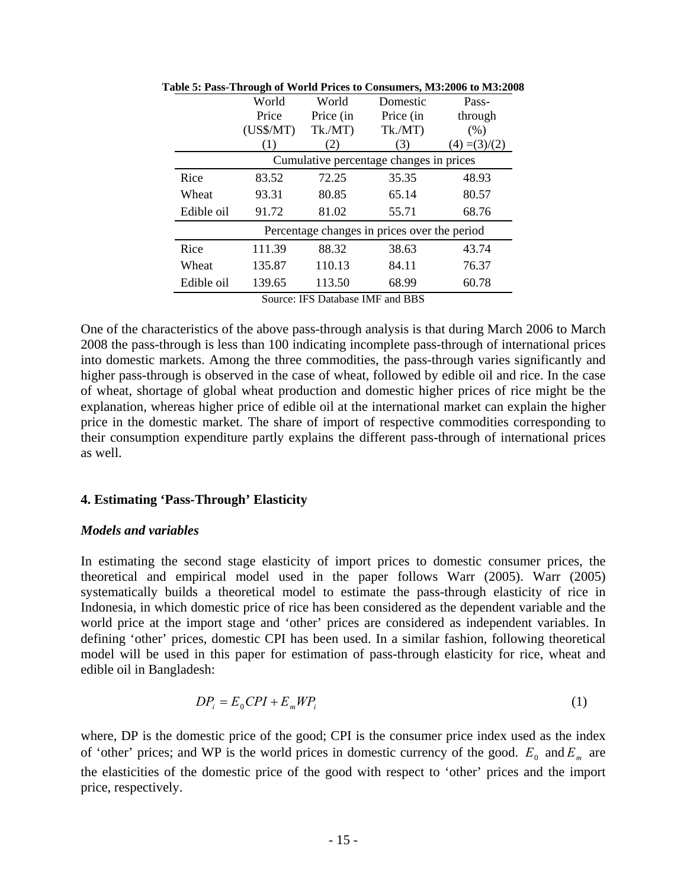**Table 5: Pass-Through of World Prices to Consumers, M3:2006 to M3:2008**

| | World Price (US$/MT) | World Price (in Tk./MT) | Domestic Price (in Tk./MT) | Pass-through (%) |
|---|---|---|---|---|
| | (1) | (2) | (3) | (4) =(3)/(2) |
| | Cumulative percentage changes in prices | | | |
| Rice | 83.52 | 72.25 | 35.35 | 48.93 |
| Wheat | 93.31 | 80.85 | 65.14 | 80.57 |
| Edible oil | 91.72 | 81.02 | 55.71 | 68.76 |
| | Percentage changes in prices over the period | | | |
| Rice | 111.39 | 88.32 | 38.63 | 43.74 |
| Wheat | 135.87 | 110.13 | 84.11 | 76.37 |
| Edible oil | 139.65 | 113.50 | 68.99 | 60.78 |

Source: IFS Database IMF and BBS

One of the characteristics of the above pass-through analysis is that during March 2006 to March 2008 the pass-through is less than 100 indicating incomplete pass-through of international prices into domestic markets. Among the three commodities, the pass-through varies significantly and higher pass-through is observed in the case of wheat, followed by edible oil and rice. In the case of wheat, shortage of global wheat production and domestic higher prices of rice might be the explanation, whereas higher price of edible oil at the international market can explain the higher price in the domestic market. The share of import of respective commodities corresponding to their consumption expenditure partly explains the different pass-through of international prices as well.

## 4. Estimating 'Pass-Through' Elasticity

### *Models and variables*

In estimating the second stage elasticity of import prices to domestic consumer prices, the theoretical and empirical model used in the paper follows Warr (2005). Warr (2005) systematically builds a theoretical model to estimate the pass-through elasticity of rice in Indonesia, in which domestic price of rice has been considered as the dependent variable and the world price at the import stage and 'other' prices are considered as independent variables. In defining 'other' prices, domestic CPI has been used. In a similar fashion, following theoretical model will be used in this paper for estimation of pass-through elasticity for rice, wheat and edible oil in Bangladesh:

$$DP_i = E_0 CPI + E_m WP_i \tag{1}$$

where, DP is the domestic price of the good; CPI is the consumer price index used as the index of 'other' prices; and WP is the world prices in domestic currency of the good. $E_0$ and $E_m$ are the elasticities of the domestic price of the good with respect to 'other' prices and the import price, respectively.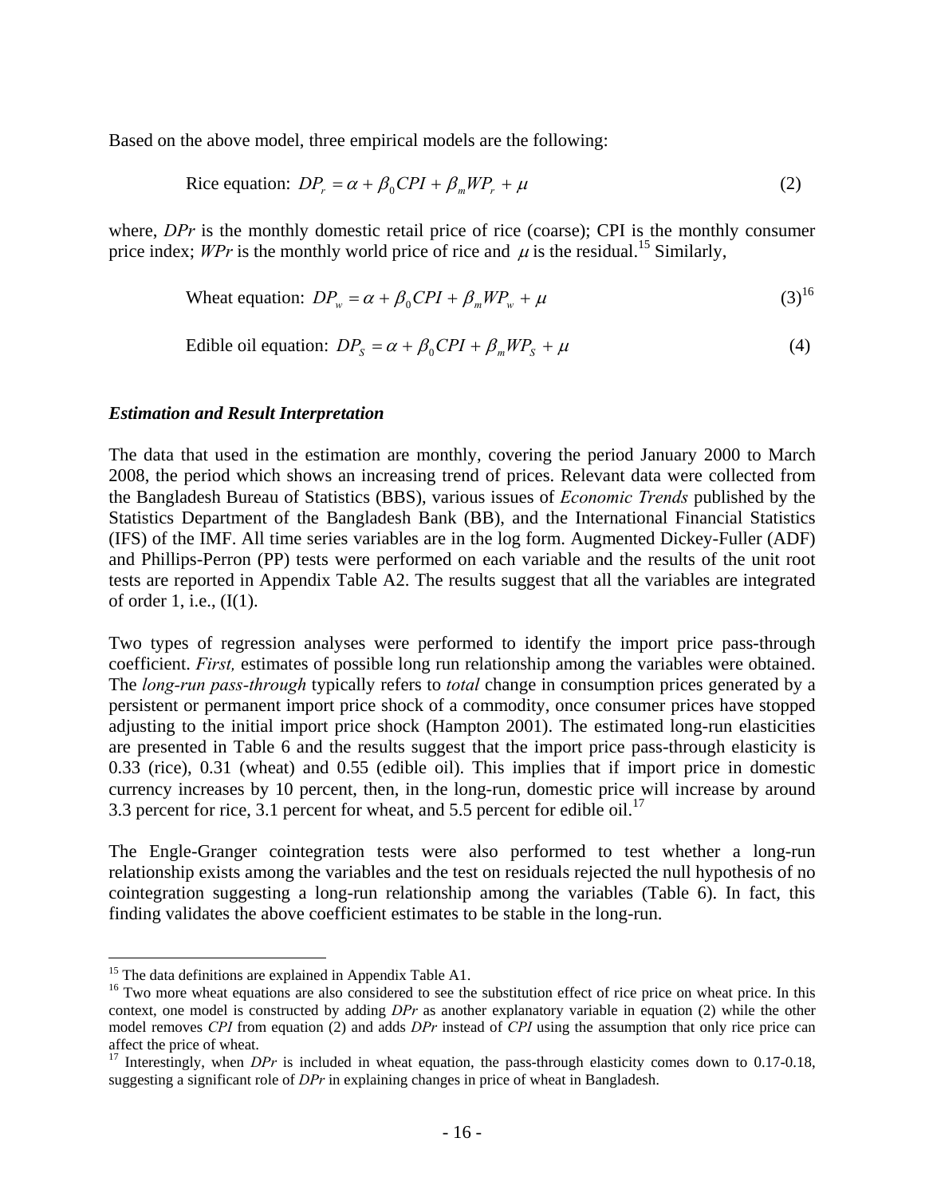Based on the above model, three empirical models are the following:

$$\text{Rice equation: } DP_r = \alpha + \beta_0 CPI + \beta_m WP_r + \mu \quad (2)$$

where, *DPr* is the monthly domestic retail price of rice (coarse); CPI is the monthly consumer price index; *WPr* is the monthly world price of rice and $\mu$ is the residual.[15] Similarly,

$$\text{Wheat equation: } DP_w = \alpha + \beta_0 CPI + \beta_m WP_w + \mu \quad (3)^{16}$$

$$\text{Edible oil equation: } DP_S = \alpha + \beta_0 CPI + \beta_m WP_S + \mu \quad (4)$$

### *Estimation and Result Interpretation*

The data that used in the estimation are monthly, covering the period January 2000 to March 2008, the period which shows an increasing trend of prices. Relevant data were collected from the Bangladesh Bureau of Statistics (BBS), various issues of *Economic Trends* published by the Statistics Department of the Bangladesh Bank (BB), and the International Financial Statistics (IFS) of the IMF. All time series variables are in the log form. Augmented Dickey-Fuller (ADF) and Phillips-Perron (PP) tests were performed on each variable and the results of the unit root tests are reported in Appendix Table A2. The results suggest that all the variables are integrated of order 1, i.e., (I(1).

Two types of regression analyses were performed to identify the import price pass-through coefficient. *First,* estimates of possible long run relationship among the variables were obtained. The *long-run pass-through* typically refers to *total* change in consumption prices generated by a persistent or permanent import price shock of a commodity, once consumer prices have stopped adjusting to the initial import price shock (Hampton 2001). The estimated long-run elasticities are presented in Table 6 and the results suggest that the import price pass-through elasticity is 0.33 (rice), 0.31 (wheat) and 0.55 (edible oil). This implies that if import price in domestic currency increases by 10 percent, then, in the long-run, domestic price will increase by around 3.3 percent for rice, 3.1 percent for wheat, and 5.5 percent for edible oil.[17]

The Engle-Granger cointegration tests were also performed to test whether a long-run relationship exists among the variables and the test on residuals rejected the null hypothesis of no cointegration suggesting a long-run relationship among the variables (Table 6). In fact, this finding validates the above coefficient estimates to be stable in the long-run.

---

[15] The data definitions are explained in Appendix Table A1.

[16] Two more wheat equations are also considered to see the substitution effect of rice price on wheat price. In this context, one model is constructed by adding *DPr* as another explanatory variable in equation (2) while the other model removes *CPI* from equation (2) and adds *DPr* instead of *CPI* using the assumption that only rice price can affect the price of wheat.

[17] Interestingly, when *DPr* is included in wheat equation, the pass-through elasticity comes down to 0.17-0.18, suggesting a significant role of *DPr* in explaining changes in price of wheat in Bangladesh.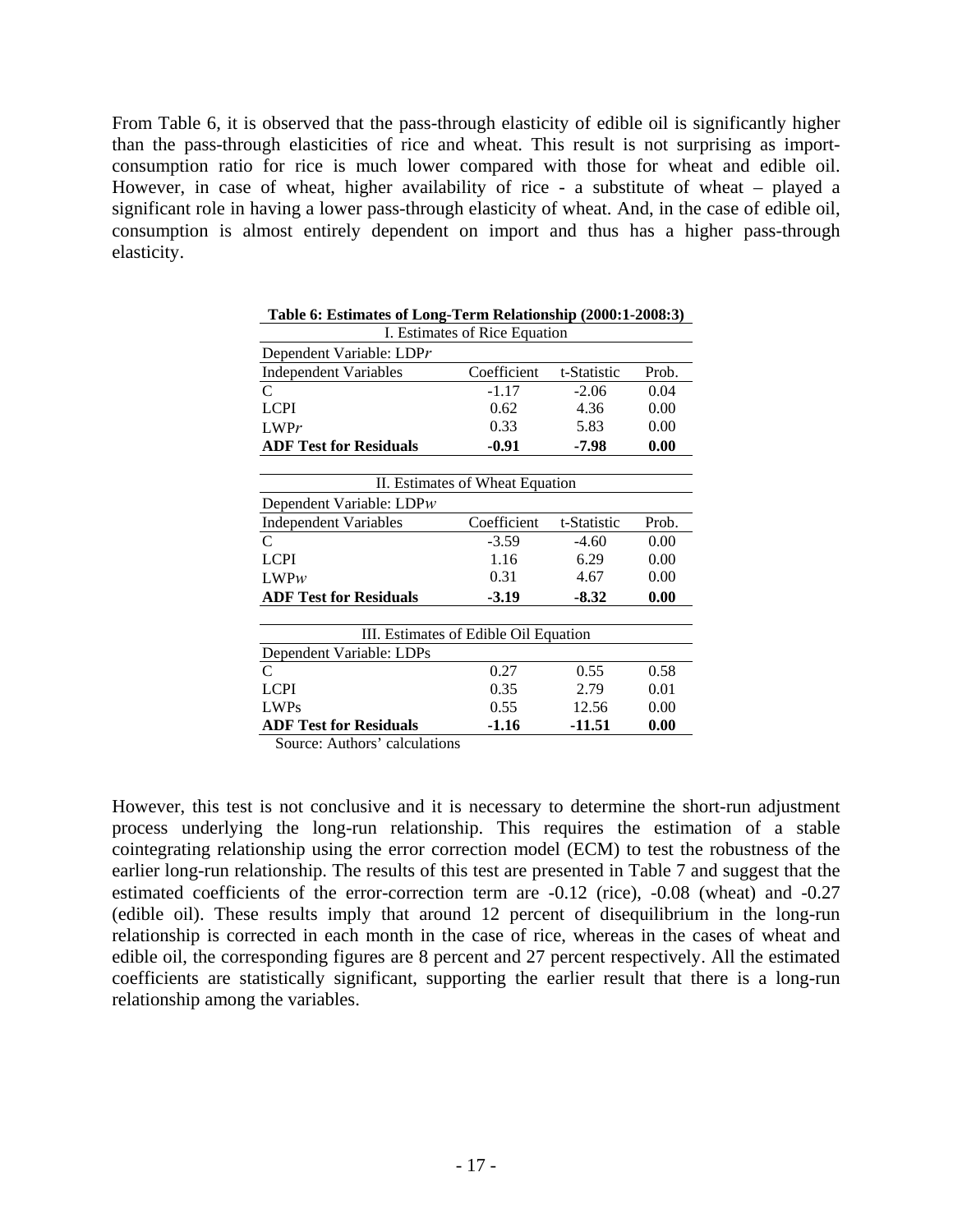From Table 6, it is observed that the pass-through elasticity of edible oil is significantly higher than the pass-through elasticities of rice and wheat. This result is not surprising as import-consumption ratio for rice is much lower compared with those for wheat and edible oil. However, in case of wheat, higher availability of rice - a substitute of wheat – played a significant role in having a lower pass-through elasticity of wheat. And, in the case of edible oil, consumption is almost entirely dependent on import and thus has a higher pass-through elasticity.

**Table 6: Estimates of Long-Term Relationship (2000:1-2008:3)**

| I. Estimates of Rice Equation | | | |
|---|---|---|---|
| Dependent Variable: LDP*r* | | | |
| Independent Variables | Coefficient | t-Statistic | Prob. |
| C | -1.17 | -2.06 | 0.04 |
| LCPI | 0.62 | 4.36 | 0.00 |
| LWP*r* | 0.33 | 5.83 | 0.00 |
| **ADF Test for Residuals** | **-0.91** | **-7.98** | **0.00** |

| II. Estimates of Wheat Equation | | | |
|---|---|---|---|
| Dependent Variable: LDP*w* | | | |
| Independent Variables | Coefficient | t-Statistic | Prob. |
| C | -3.59 | -4.60 | 0.00 |
| LCPI | 1.16 | 6.29 | 0.00 |
| LWP*w* | 0.31 | 4.67 | 0.00 |
| **ADF Test for Residuals** | **-3.19** | **-8.32** | **0.00** |

| III. Estimates of Edible Oil Equation | | | |
|---|---|---|---|
| Dependent Variable: LDPs | | | |
| C | 0.27 | 0.55 | 0.58 |
| LCPI | 0.35 | 2.79 | 0.01 |
| LWPs | 0.55 | 12.56 | 0.00 |
| **ADF Test for Residuals** | **-1.16** | **-11.51** | **0.00** |

Source: Authors' calculations

However, this test is not conclusive and it is necessary to determine the short-run adjustment process underlying the long-run relationship. This requires the estimation of a stable cointegrating relationship using the error correction model (ECM) to test the robustness of the earlier long-run relationship. The results of this test are presented in Table 7 and suggest that the estimated coefficients of the error-correction term are -0.12 (rice), -0.08 (wheat) and -0.27 (edible oil). These results imply that around 12 percent of disequilibrium in the long-run relationship is corrected in each month in the case of rice, whereas in the cases of wheat and edible oil, the corresponding figures are 8 percent and 27 percent respectively. All the estimated coefficients are statistically significant, supporting the earlier result that there is a long-run relationship among the variables.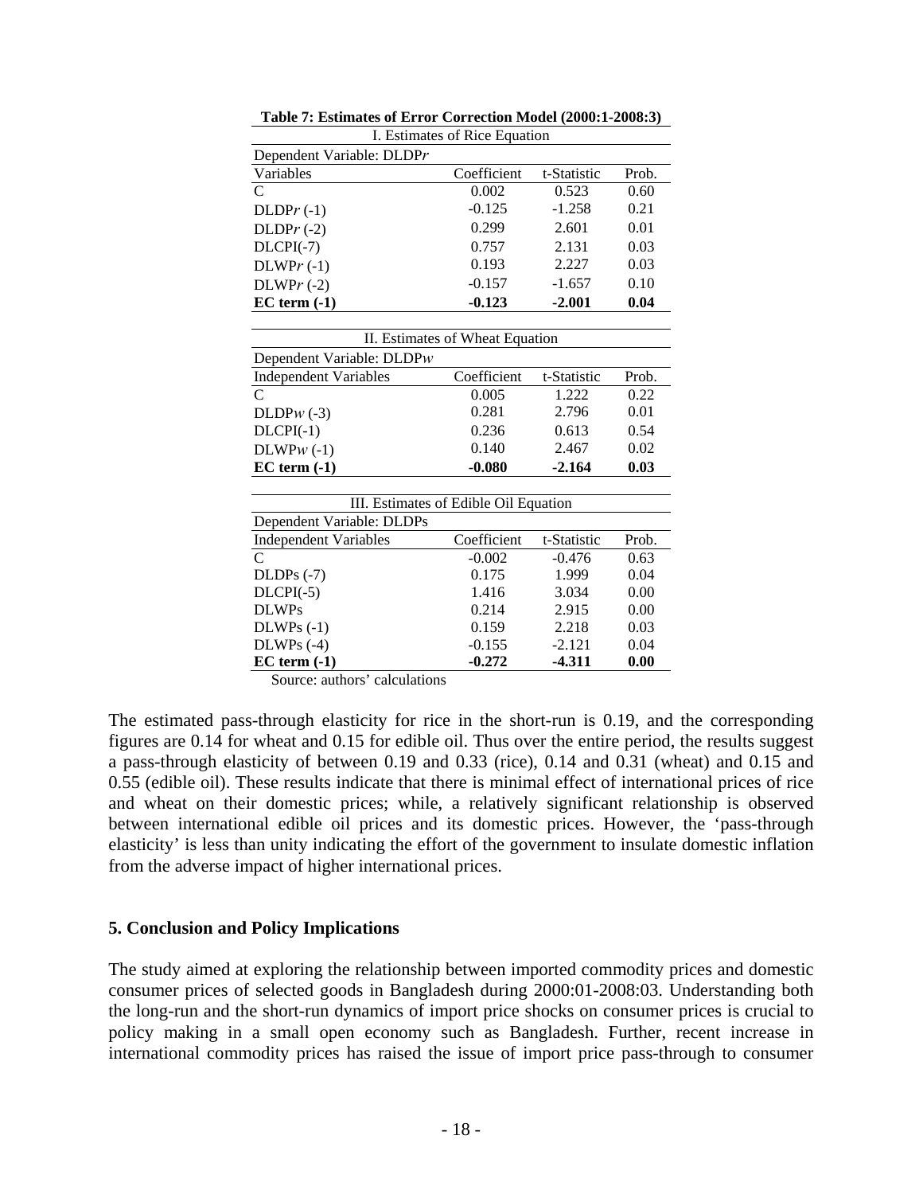**Table 7: Estimates of Error Correction Model (2000:1-2008:3)**

I. Estimates of Rice Equation

Dependent Variable: DLDP*r*

| Variables | Coefficient | t-Statistic | Prob. |
|---|---|---|---|
| C | 0.002 | 0.523 | 0.60 |
| DLDP*r* (-1) | -0.125 | -1.258 | 0.21 |
| DLDP*r* (-2) | 0.299 | 2.601 | 0.01 |
| DLCPI(-7) | 0.757 | 2.131 | 0.03 |
| DLWP*r* (-1) | 0.193 | 2.227 | 0.03 |
| DLWP*r* (-2) | -0.157 | -1.657 | 0.10 |
| **EC term (-1)** | **-0.123** | **-2.001** | **0.04** |

II. Estimates of Wheat Equation

Dependent Variable: DLDP*w*

| Independent Variables | Coefficient | t-Statistic | Prob. |
|---|---|---|---|
| C | 0.005 | 1.222 | 0.22 |
| DLDP*w* (-3) | 0.281 | 2.796 | 0.01 |
| DLCPI(-1) | 0.236 | 0.613 | 0.54 |
| DLWP*w* (-1) | 0.140 | 2.467 | 0.02 |
| **EC term (-1)** | **-0.080** | **-2.164** | **0.03** |

III. Estimates of Edible Oil Equation

Dependent Variable: DLDPs

| Independent Variables | Coefficient | t-Statistic | Prob. |
|---|---|---|---|
| C | -0.002 | -0.476 | 0.63 |
| DLDPs (-7) | 0.175 | 1.999 | 0.04 |
| DLCPI(-5) | 1.416 | 3.034 | 0.00 |
| DLWPs | 0.214 | 2.915 | 0.00 |
| DLWPs (-1) | 0.159 | 2.218 | 0.03 |
| DLWPs (-4) | -0.155 | -2.121 | 0.04 |
| **EC term (-1)** | **-0.272** | **-4.311** | **0.00** |

Source: authors' calculations

The estimated pass-through elasticity for rice in the short-run is 0.19, and the corresponding figures are 0.14 for wheat and 0.15 for edible oil. Thus over the entire period, the results suggest a pass-through elasticity of between 0.19 and 0.33 (rice), 0.14 and 0.31 (wheat) and 0.15 and 0.55 (edible oil). These results indicate that there is minimal effect of international prices of rice and wheat on their domestic prices; while, a relatively significant relationship is observed between international edible oil prices and its domestic prices. However, the 'pass-through elasticity' is less than unity indicating the effort of the government to insulate domestic inflation from the adverse impact of higher international prices.

## 5. Conclusion and Policy Implications

The study aimed at exploring the relationship between imported commodity prices and domestic consumer prices of selected goods in Bangladesh during 2000:01-2008:03. Understanding both the long-run and the short-run dynamics of import price shocks on consumer prices is crucial to policy making in a small open economy such as Bangladesh. Further, recent increase in international commodity prices has raised the issue of import price pass-through to consumer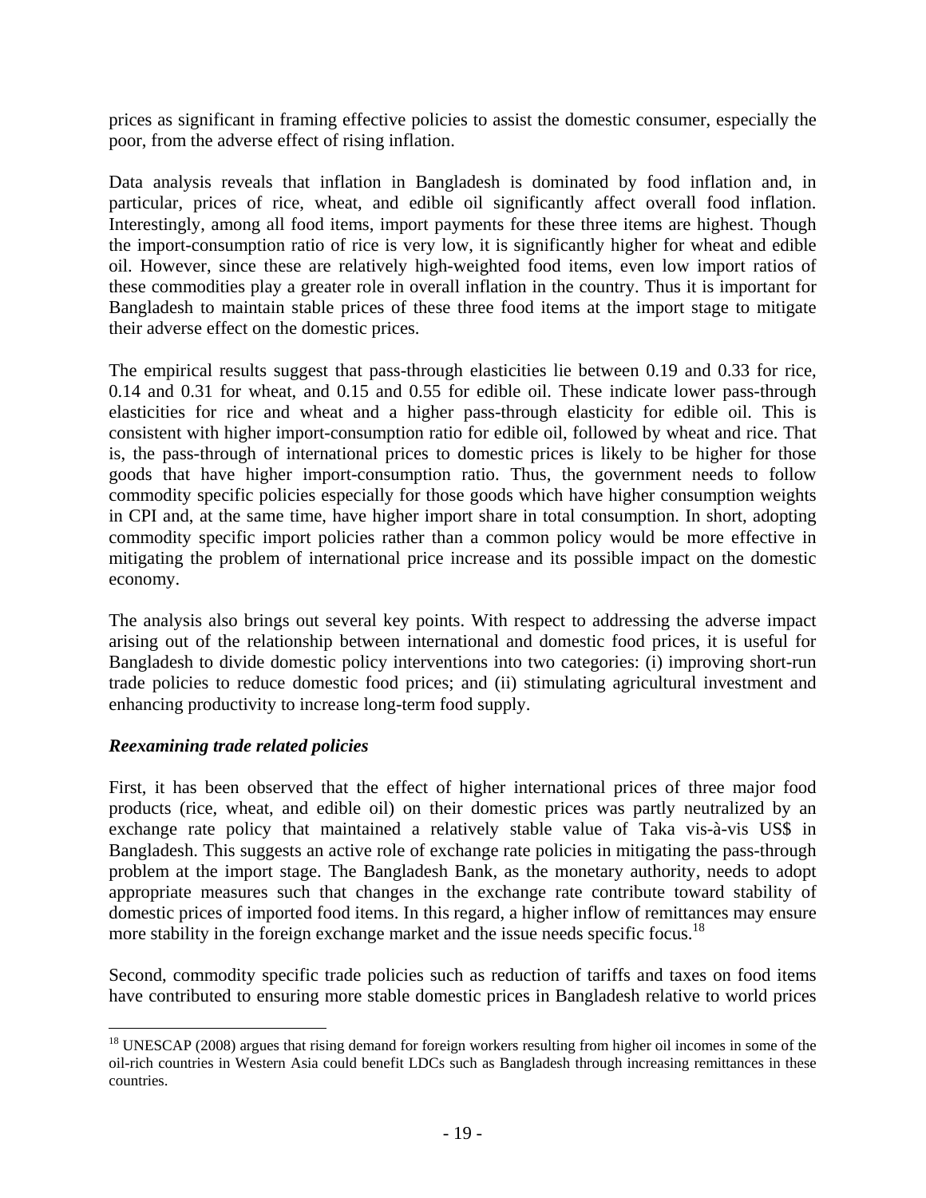prices as significant in framing effective policies to assist the domestic consumer, especially the poor, from the adverse effect of rising inflation.

Data analysis reveals that inflation in Bangladesh is dominated by food inflation and, in particular, prices of rice, wheat, and edible oil significantly affect overall food inflation. Interestingly, among all food items, import payments for these three items are highest. Though the import-consumption ratio of rice is very low, it is significantly higher for wheat and edible oil. However, since these are relatively high-weighted food items, even low import ratios of these commodities play a greater role in overall inflation in the country. Thus it is important for Bangladesh to maintain stable prices of these three food items at the import stage to mitigate their adverse effect on the domestic prices.

The empirical results suggest that pass-through elasticities lie between 0.19 and 0.33 for rice, 0.14 and 0.31 for wheat, and 0.15 and 0.55 for edible oil. These indicate lower pass-through elasticities for rice and wheat and a higher pass-through elasticity for edible oil. This is consistent with higher import-consumption ratio for edible oil, followed by wheat and rice. That is, the pass-through of international prices to domestic prices is likely to be higher for those goods that have higher import-consumption ratio. Thus, the government needs to follow commodity specific policies especially for those goods which have higher consumption weights in CPI and, at the same time, have higher import share in total consumption. In short, adopting commodity specific import policies rather than a common policy would be more effective in mitigating the problem of international price increase and its possible impact on the domestic economy.

The analysis also brings out several key points. With respect to addressing the adverse impact arising out of the relationship between international and domestic food prices, it is useful for Bangladesh to divide domestic policy interventions into two categories: (i) improving short-run trade policies to reduce domestic food prices; and (ii) stimulating agricultural investment and enhancing productivity to increase long-term food supply.

***Reexamining trade related policies***

First, it has been observed that the effect of higher international prices of three major food products (rice, wheat, and edible oil) on their domestic prices was partly neutralized by an exchange rate policy that maintained a relatively stable value of Taka vis-à-vis US$ in Bangladesh. This suggests an active role of exchange rate policies in mitigating the pass-through problem at the import stage. The Bangladesh Bank, as the monetary authority, needs to adopt appropriate measures such that changes in the exchange rate contribute toward stability of domestic prices of imported food items. In this regard, a higher inflow of remittances may ensure more stability in the foreign exchange market and the issue needs specific focus.[18]

Second, commodity specific trade policies such as reduction of tariffs and taxes on food items have contributed to ensuring more stable domestic prices in Bangladesh relative to world prices

[18] UNESCAP (2008) argues that rising demand for foreign workers resulting from higher oil incomes in some of the oil-rich countries in Western Asia could benefit LDCs such as Bangladesh through increasing remittances in these countries.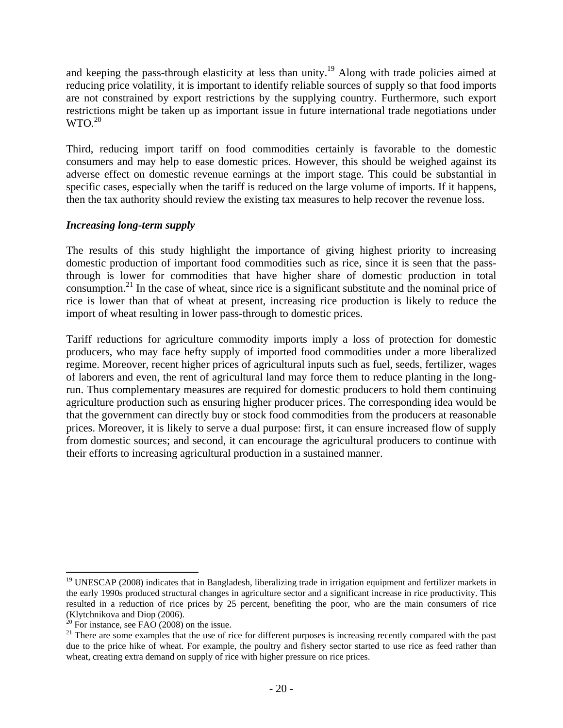and keeping the pass-through elasticity at less than unity.[19] Along with trade policies aimed at reducing price volatility, it is important to identify reliable sources of supply so that food imports are not constrained by export restrictions by the supplying country. Furthermore, such export restrictions might be taken up as important issue in future international trade negotiations under WTO.[20]

Third, reducing import tariff on food commodities certainly is favorable to the domestic consumers and may help to ease domestic prices. However, this should be weighed against its adverse effect on domestic revenue earnings at the import stage. This could be substantial in specific cases, especially when the tariff is reduced on the large volume of imports. If it happens, then the tax authority should review the existing tax measures to help recover the revenue loss.

***Increasing long-term supply***

The results of this study highlight the importance of giving highest priority to increasing domestic production of important food commodities such as rice, since it is seen that the pass-through is lower for commodities that have higher share of domestic production in total consumption.[21] In the case of wheat, since rice is a significant substitute and the nominal price of rice is lower than that of wheat at present, increasing rice production is likely to reduce the import of wheat resulting in lower pass-through to domestic prices.

Tariff reductions for agriculture commodity imports imply a loss of protection for domestic producers, who may face hefty supply of imported food commodities under a more liberalized regime. Moreover, recent higher prices of agricultural inputs such as fuel, seeds, fertilizer, wages of laborers and even, the rent of agricultural land may force them to reduce planting in the long-run. Thus complementary measures are required for domestic producers to hold them continuing agriculture production such as ensuring higher producer prices. The corresponding idea would be that the government can directly buy or stock food commodities from the producers at reasonable prices. Moreover, it is likely to serve a dual purpose: first, it can ensure increased flow of supply from domestic sources; and second, it can encourage the agricultural producers to continue with their efforts to increasing agricultural production in a sustained manner.

---

[19] UNESCAP (2008) indicates that in Bangladesh, liberalizing trade in irrigation equipment and fertilizer markets in the early 1990s produced structural changes in agriculture sector and a significant increase in rice productivity. This resulted in a reduction of rice prices by 25 percent, benefiting the poor, who are the main consumers of rice (Klytchnikova and Diop (2006).

[20] For instance, see FAO (2008) on the issue.

[21] There are some examples that the use of rice for different purposes is increasing recently compared with the past due to the price hike of wheat. For example, the poultry and fishery sector started to use rice as feed rather than wheat, creating extra demand on supply of rice with higher pressure on rice prices.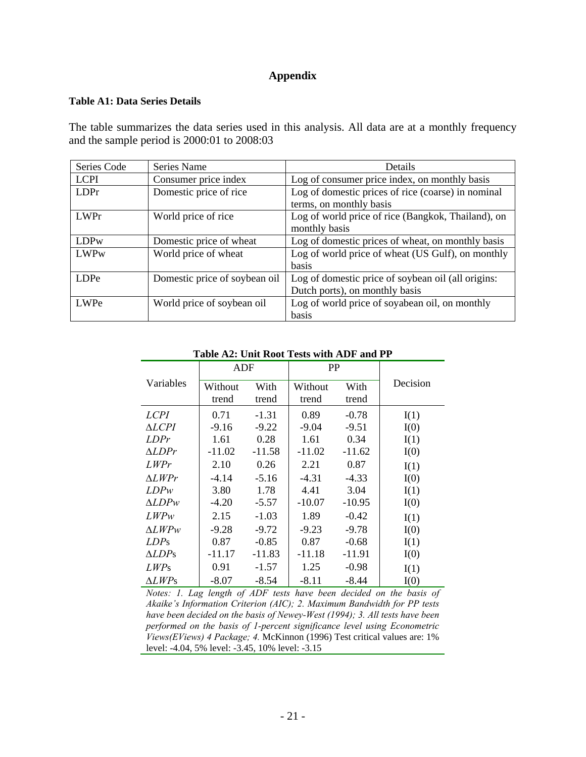# Appendix

**Table A1: Data Series Details**

The table summarizes the data series used in this analysis. All data are at a monthly frequency and the sample period is 2000:01 to 2008:03

| Series Code | Series Name | Details |
|---|---|---|
| LCPI | Consumer price index | Log of consumer price index, on monthly basis |
| LDPr | Domestic price of rice | Log of domestic prices of rice (coarse) in nominal terms, on monthly basis |
| LWPr | World price of rice | Log of world price of rice (Bangkok, Thailand), on monthly basis |
| LDPw | Domestic price of wheat | Log of domestic prices of wheat, on monthly basis |
| LWPw | World price of wheat | Log of world price of wheat (US Gulf), on monthly basis |
| LDPe | Domestic price of soybean oil | Log of domestic price of soybean oil (all origins: Dutch ports), on monthly basis |
| LWPe | World price of soybean oil | Log of world price of soyabean oil, on monthly basis |

**Table A2: Unit Root Tests with ADF and PP**

| Variables | ADF | | PP | | Decision |
|---|---|---|---|---|---|
| | Without trend | With trend | Without trend | With trend | |
| *LCPI* | 0.71 | -1.31 | 0.89 | -0.78 | I(1) |
| $\Delta LCPI$ | -9.16 | -9.22 | -9.04 | -9.51 | I(0) |
| *LDPr* | 1.61 | 0.28 | 1.61 | 0.34 | I(1) |
| $\Delta LDPr$ | -11.02 | -11.58 | -11.02 | -11.62 | I(0) |
| *LWPr* | 2.10 | 0.26 | 2.21 | 0.87 | I(1) |
| $\Delta LWPr$ | -4.14 | -5.16 | -4.31 | -4.33 | I(0) |
| *LDPw* | 3.80 | 1.78 | 4.41 | 3.04 | I(1) |
| $\Delta LDPw$ | -4.20 | -5.57 | -10.07 | -10.95 | I(0) |
| *LWPw* | 2.15 | -1.03 | 1.89 | -0.42 | I(1) |
| $\Delta LWPw$ | -9.28 | -9.72 | -9.23 | -9.78 | I(0) |
| *LDPs* | 0.87 | -0.85 | 0.87 | -0.68 | I(1) |
| $\Delta LDPs$ | -11.17 | -11.83 | -11.18 | -11.91 | I(0) |
| *LWPs* | 0.91 | -1.57 | 1.25 | -0.98 | I(1) |
| $\Delta LWPs$ | -8.07 | -8.54 | -8.11 | -8.44 | I(0) |

*Notes: 1. Lag length of ADF tests have been decided on the basis of Akaike's Information Criterion (AIC); 2. Maximum Bandwidth for PP tests have been decided on the basis of Newey-West (1994); 3. All tests have been performed on the basis of 1-percent significance level using Econometric Views(EViews) 4 Package; 4.* McKinnon (1996) Test critical values are: 1% level: -4.04, 5% level: -3.45, 10% level: -3.15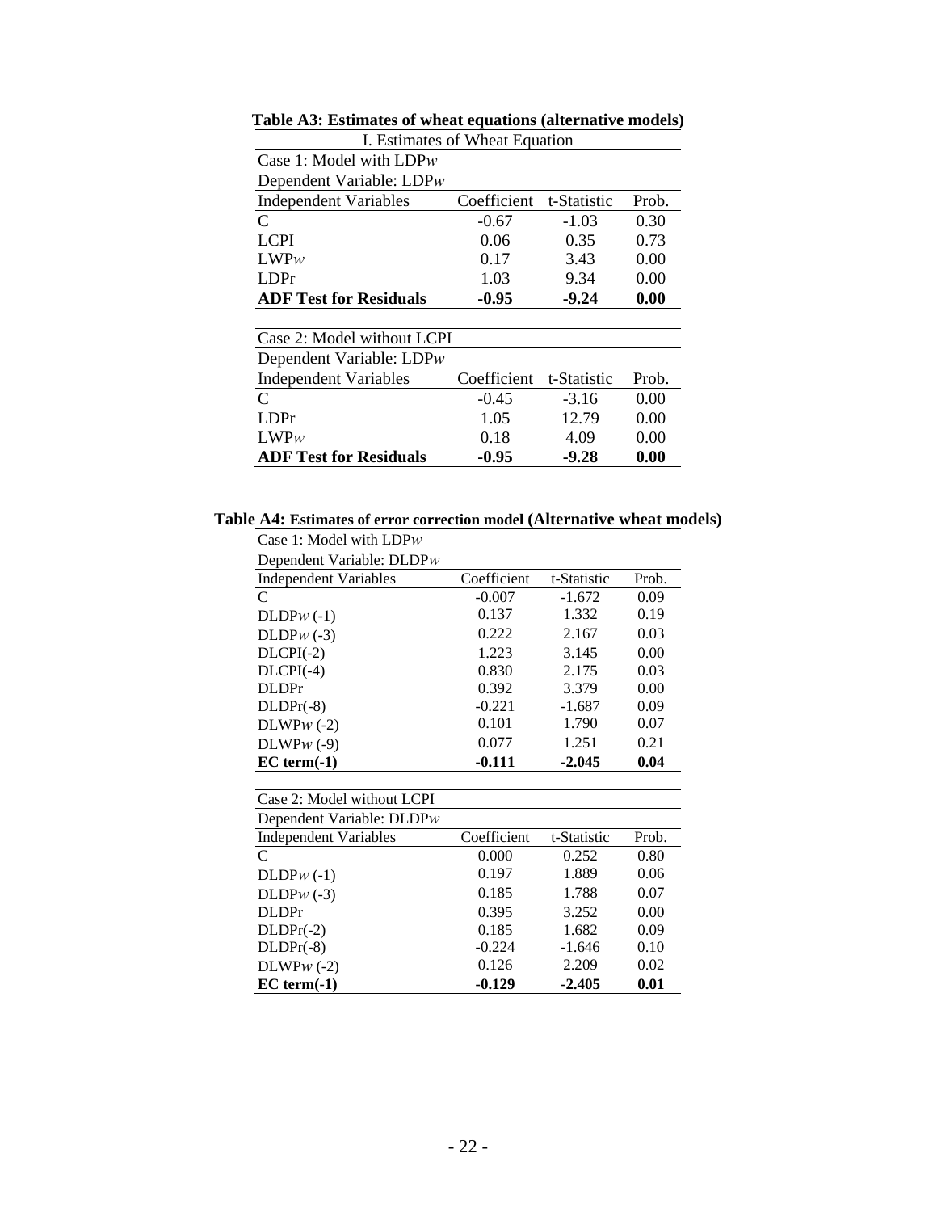**Table A3: Estimates of wheat equations (alternative models)**

I. Estimates of Wheat Equation

Case 1: Model with LDP*w*

Dependent Variable: LDP*w*

| Independent Variables | Coefficient | t-Statistic | Prob. |
|---|---|---|---|
| C | -0.67 | -1.03 | 0.30 |
| LCPI | 0.06 | 0.35 | 0.73 |
| LWP*w* | 0.17 | 3.43 | 0.00 |
| LDPr | 1.03 | 9.34 | 0.00 |
| **ADF Test for Residuals** | **-0.95** | **-9.24** | **0.00** |

Case 2: Model without LCPI

Dependent Variable: LDP*w*

| Independent Variables | Coefficient | t-Statistic | Prob. |
|---|---|---|---|
| C | -0.45 | -3.16 | 0.00 |
| LDPr | 1.05 | 12.79 | 0.00 |
| LWP*w* | 0.18 | 4.09 | 0.00 |
| **ADF Test for Residuals** | **-0.95** | **-9.28** | **0.00** |

**Table A4: Estimates of error correction model (Alternative wheat models)**

Case 1: Model with LDP*w*

Dependent Variable: DLDP*w*

| Independent Variables | Coefficient | t-Statistic | Prob. |
|---|---|---|---|
| C | -0.007 | -1.672 | 0.09 |
| DLDP*w* (-1) | 0.137 | 1.332 | 0.19 |
| DLDP*w* (-3) | 0.222 | 2.167 | 0.03 |
| DLCPI(-2) | 1.223 | 3.145 | 0.00 |
| DLCPI(-4) | 0.830 | 2.175 | 0.03 |
| DLDPr | 0.392 | 3.379 | 0.00 |
| DLDPr(-8) | -0.221 | -1.687 | 0.09 |
| DLWP*w* (-2) | 0.101 | 1.790 | 0.07 |
| DLWP*w* (-9) | 0.077 | 1.251 | 0.21 |
| **EC term(-1)** | **-0.111** | **-2.045** | **0.04** |

Case 2: Model without LCPI

Dependent Variable: DLDP*w*

| Independent Variables | Coefficient | t-Statistic | Prob. |
|---|---|---|---|
| C | 0.000 | 0.252 | 0.80 |
| DLDP*w* (-1) | 0.197 | 1.889 | 0.06 |
| DLDP*w* (-3) | 0.185 | 1.788 | 0.07 |
| DLDPr | 0.395 | 3.252 | 0.00 |
| DLDPr(-2) | 0.185 | 1.682 | 0.09 |
| DLDPr(-8) | -0.224 | -1.646 | 0.10 |
| DLWP*w* (-2) | 0.126 | 2.209 | 0.02 |
| **EC term(-1)** | **-0.129** | **-2.405** | **0.01** |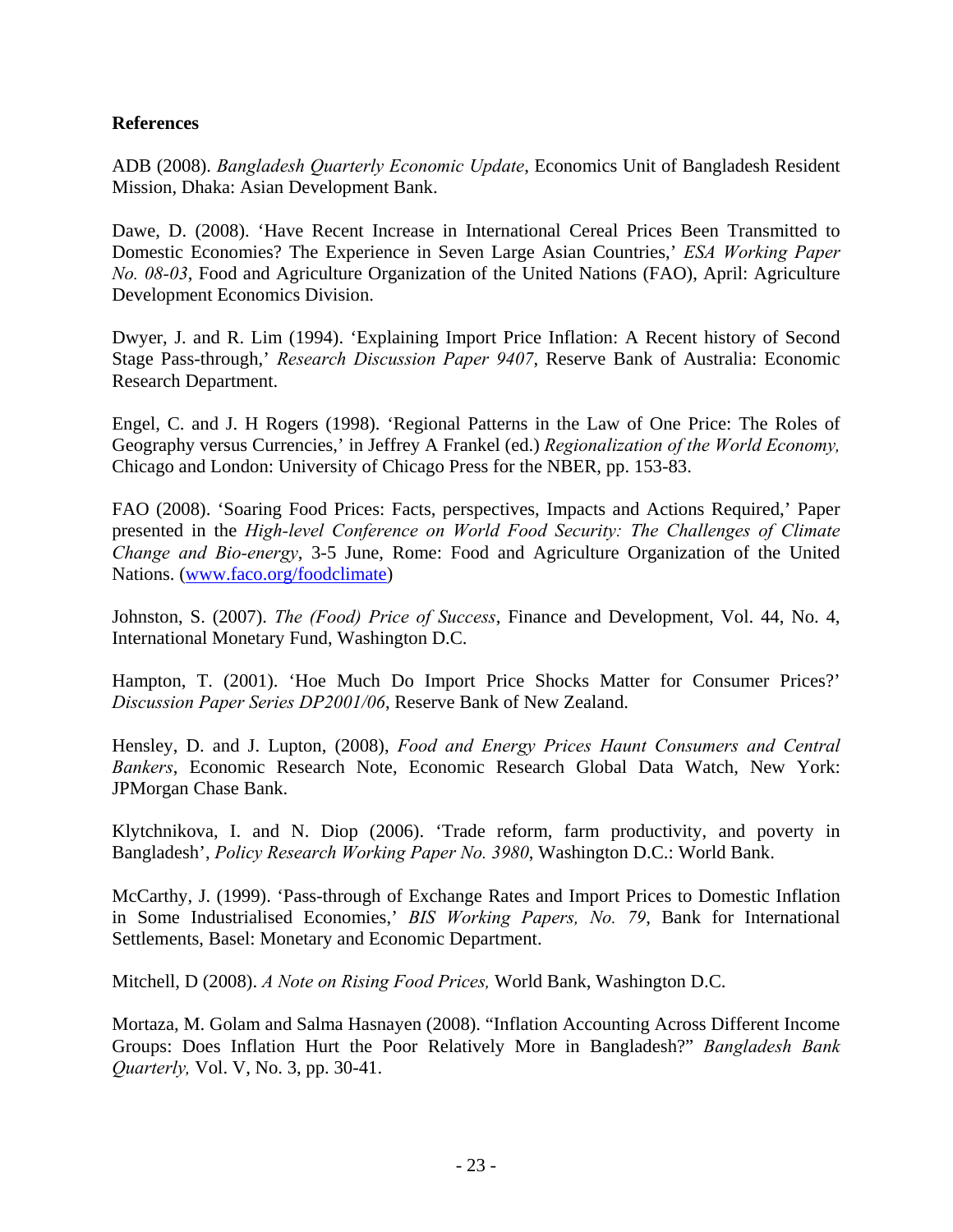**References**

ADB (2008). *Bangladesh Quarterly Economic Update*, Economics Unit of Bangladesh Resident Mission, Dhaka: Asian Development Bank.

Dawe, D. (2008). 'Have Recent Increase in International Cereal Prices Been Transmitted to Domestic Economies? The Experience in Seven Large Asian Countries,' *ESA Working Paper No. 08-03*, Food and Agriculture Organization of the United Nations (FAO), April: Agriculture Development Economics Division.

Dwyer, J. and R. Lim (1994). 'Explaining Import Price Inflation: A Recent history of Second Stage Pass-through,' *Research Discussion Paper 9407*, Reserve Bank of Australia: Economic Research Department.

Engel, C. and J. H Rogers (1998). 'Regional Patterns in the Law of One Price: The Roles of Geography versus Currencies,' in Jeffrey A Frankel (ed.) *Regionalization of the World Economy,* Chicago and London: University of Chicago Press for the NBER, pp. 153-83.

FAO (2008). 'Soaring Food Prices: Facts, perspectives, Impacts and Actions Required,' Paper presented in the *High-level Conference on World Food Security: The Challenges of Climate Change and Bio-energy*, 3-5 June, Rome: Food and Agriculture Organization of the United Nations. (www.faco.org/foodclimate)

Johnston, S. (2007). *The (Food) Price of Success*, Finance and Development, Vol. 44, No. 4, International Monetary Fund, Washington D.C.

Hampton, T. (2001). 'Hoe Much Do Import Price Shocks Matter for Consumer Prices?' *Discussion Paper Series DP2001/06*, Reserve Bank of New Zealand.

Hensley, D. and J. Lupton, (2008), *Food and Energy Prices Haunt Consumers and Central Bankers*, Economic Research Note, Economic Research Global Data Watch, New York: JPMorgan Chase Bank.

Klytchnikova, I. and N. Diop (2006). 'Trade reform, farm productivity, and poverty in Bangladesh', *Policy Research Working Paper No. 3980*, Washington D.C.: World Bank.

McCarthy, J. (1999). 'Pass-through of Exchange Rates and Import Prices to Domestic Inflation in Some Industrialised Economies,' *BIS Working Papers, No. 79*, Bank for International Settlements, Basel: Monetary and Economic Department.

Mitchell, D (2008). *A Note on Rising Food Prices,* World Bank, Washington D.C.

Mortaza, M. Golam and Salma Hasnayen (2008). "Inflation Accounting Across Different Income Groups: Does Inflation Hurt the Poor Relatively More in Bangladesh?" *Bangladesh Bank Quarterly,* Vol. V, No. 3, pp. 30-41.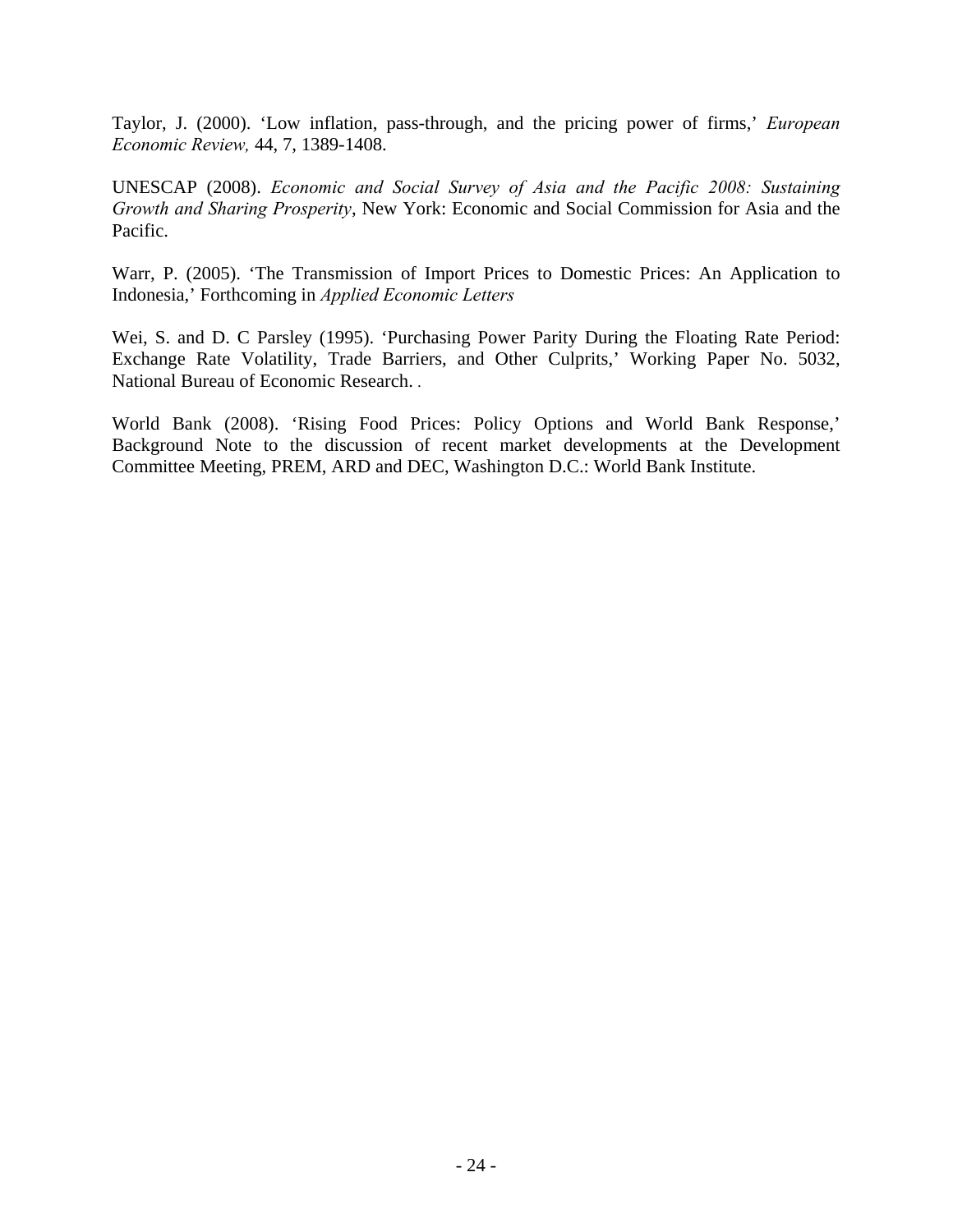Taylor, J. (2000). 'Low inflation, pass-through, and the pricing power of firms,' *European Economic Review,* 44, 7, 1389-1408.

UNESCAP (2008). *Economic and Social Survey of Asia and the Pacific 2008: Sustaining Growth and Sharing Prosperity*, New York: Economic and Social Commission for Asia and the Pacific.

Warr, P. (2005). 'The Transmission of Import Prices to Domestic Prices: An Application to Indonesia,' Forthcoming in *Applied Economic Letters*

Wei, S. and D. C Parsley (1995). 'Purchasing Power Parity During the Floating Rate Period: Exchange Rate Volatility, Trade Barriers, and Other Culprits,' Working Paper No. 5032, National Bureau of Economic Research. .

World Bank (2008). 'Rising Food Prices: Policy Options and World Bank Response,' Background Note to the discussion of recent market developments at the Development Committee Meeting, PREM, ARD and DEC, Washington D.C.: World Bank Institute.